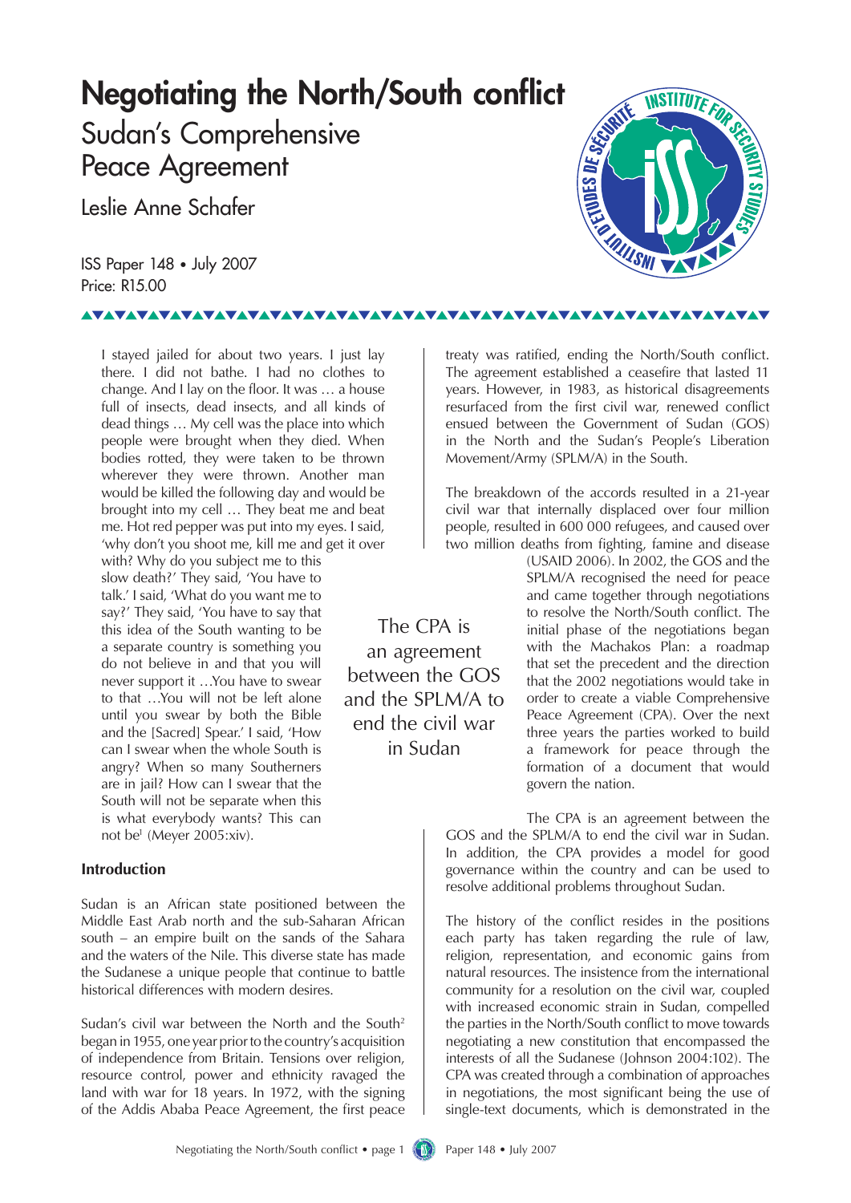# Negotiating the North/South conflict

## Sudan's Comprehensive Peace Agreement

Leslie Anne Schafer

ISS Paper 148 • July 2007

Price: R15.00

I stayed jailed for about two years. I just lay there. I did not bathe. I had no clothes to change. And I lay on the floor. It was … a house full of insects, dead insects, and all kinds of dead things … My cell was the place into which people were brought when they died. When bodies rotted, they were taken to be thrown wherever they were thrown. Another man would be killed the following day and would be brought into my cell … They beat me and beat me. Hot red pepper was put into my eyes. I said, 'why don't you shoot me, kill me and get it over with? Why do you subject me to this slow death?' They said, 'You have to talk.' I said, 'What do you want me to say?' They said, 'You have to say that this idea of the South wanting to be a separate country is something you do not believe in and that you will never support it …You have to swear to that …You will not be left alone until you swear by both the Bible and the [Sacred] Spear.' I said, 'How can I swear when the whole South is angry? When so many Southerners are in jail? How can I swear that the South will not be separate when this is what everybody wants? This can not be[1] (Meyer 2005:xiv).

### Introduction

Sudan is an African state positioned between the Middle East Arab north and the sub-Saharan African south – an empire built on the sands of the Sahara and the waters of the Nile. This diverse state has made the Sudanese a unique people that continue to battle historical differences with modern desires.

Sudan's civil war between the North and the South[2] began in 1955, one year prior to the country's acquisition of independence from Britain. Tensions over religion, resource control, power and ethnicity ravaged the land with war for 18 years. In 1972, with the signing of the Addis Ababa Peace Agreement, the first peace treaty was ratified, ending the North/South conflict. The agreement established a ceasefire that lasted 11 years. However, in 1983, as historical disagreements resurfaced from the first civil war, renewed conflict ensued between the Government of Sudan (GOS) in the North and the Sudan's People's Liberation Movement/Army (SPLM/A) in the South.

The breakdown of the accords resulted in a 21-year civil war that internally displaced over four million people, resulted in 600 000 refugees, and caused over two million deaths from fighting, famine and disease (USAID 2006). In 2002, the GOS and the SPLM/A recognised the need for peace and came together through negotiations to resolve the North/South conflict. The initial phase of the negotiations began with the Machakos Plan: a roadmap that set the precedent and the direction that the 2002 negotiations would take in order to create a viable Comprehensive Peace Agreement (CPA). Over the next three years the parties worked to build a framework for peace through the formation of a document that would govern the nation.

> The CPA is an agreement between the GOS and the SPLM/A to end the civil war in Sudan

The CPA is an agreement between the GOS and the SPLM/A to end the civil war in Sudan. In addition, the CPA provides a model for good governance within the country and can be used to resolve additional problems throughout Sudan.

The history of the conflict resides in the positions each party has taken regarding the rule of law, religion, representation, and economic gains from natural resources. The insistence from the international community for a resolution on the civil war, coupled with increased economic strain in Sudan, compelled the parties in the North/South conflict to move towards negotiating a new constitution that encompassed the interests of all the Sudanese (Johnson 2004:102). The CPA was created through a combination of approaches in negotiations, the most significant being the use of single-text documents, which is demonstrated in the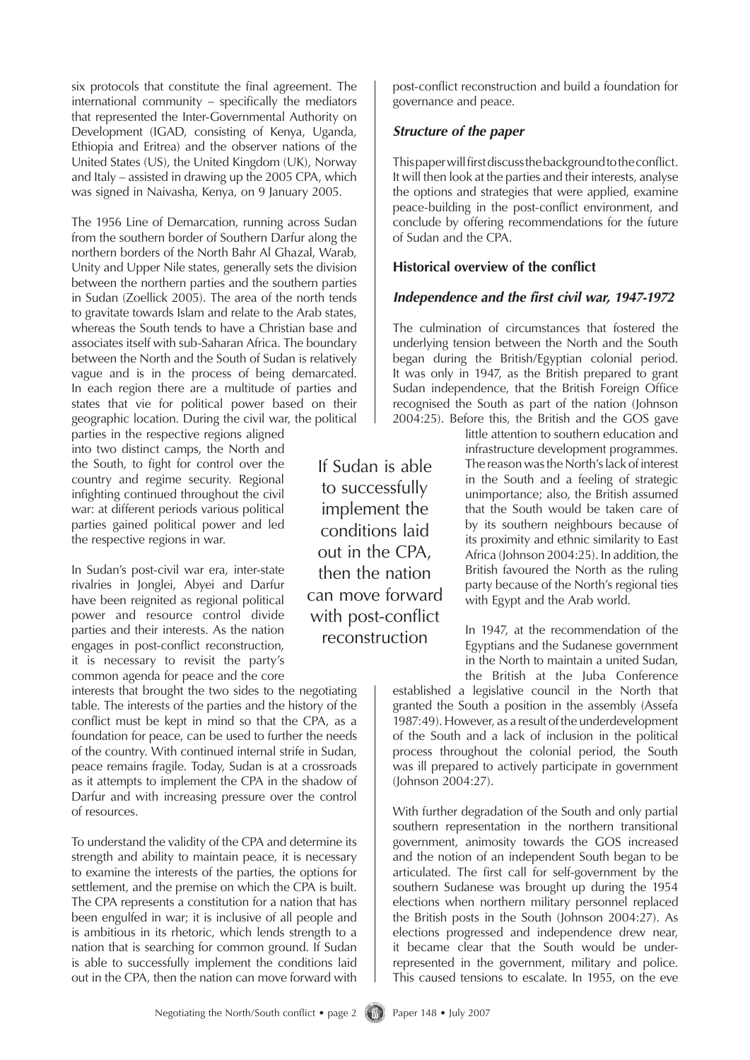six protocols that constitute the final agreement. The international community – specifically the mediators that represented the Inter-Governmental Authority on Development (IGAD, consisting of Kenya, Uganda, Ethiopia and Eritrea) and the observer nations of the United States (US), the United Kingdom (UK), Norway and Italy – assisted in drawing up the 2005 CPA, which was signed in Naivasha, Kenya, on 9 January 2005.

The 1956 Line of Demarcation, running across Sudan from the southern border of Southern Darfur along the northern borders of the North Bahr Al Ghazal, Warab, Unity and Upper Nile states, generally sets the division between the northern parties and the southern parties in Sudan (Zoellick 2005). The area of the north tends to gravitate towards Islam and relate to the Arab states, whereas the South tends to have a Christian base and associates itself with sub-Saharan Africa. The boundary between the North and the South of Sudan is relatively vague and is in the process of being demarcated. In each region there are a multitude of parties and states that vie for political power based on their geographic location. During the civil war, the political parties in the respective regions aligned into two distinct camps, the North and the South, to fight for control over the country and regime security. Regional infighting continued throughout the civil war: at different periods various political parties gained political power and led the respective regions in war.

In Sudan's post-civil war era, inter-state rivalries in Jonglei, Abyei and Darfur have been reignited as regional political power and resource control divide parties and their interests. As the nation engages in post-conflict reconstruction, it is necessary to revisit the party's common agenda for peace and the core interests that brought the two sides to the negotiating table. The interests of the parties and the history of the conflict must be kept in mind so that the CPA, as a foundation for peace, can be used to further the needs of the country. With continued internal strife in Sudan, peace remains fragile. Today, Sudan is at a crossroads as it attempts to implement the CPA in the shadow of Darfur and with increasing pressure over the control of resources.

To understand the validity of the CPA and determine its strength and ability to maintain peace, it is necessary to examine the interests of the parties, the options for settlement, and the premise on which the CPA is built. The CPA represents a constitution for a nation that has been engulfed in war; it is inclusive of all people and is ambitious in its rhetoric, which lends strength to a nation that is searching for common ground. If Sudan is able to successfully implement the conditions laid out in the CPA, then the nation can move forward with post-conflict reconstruction and build a foundation for governance and peace.

> If Sudan is able to successfully implement the conditions laid out in the CPA, then the nation can move forward with post-conflict reconstruction

### *Structure of the paper*

This paper will first discuss the background to the conflict. It will then look at the parties and their interests, analyse the options and strategies that were applied, examine peace-building in the post-conflict environment, and conclude by offering recommendations for the future of Sudan and the CPA.

## Historical overview of the conflict

### *Independence and the first civil war, 1947-1972*

The culmination of circumstances that fostered the underlying tension between the North and the South began during the British/Egyptian colonial period. It was only in 1947, as the British prepared to grant Sudan independence, that the British Foreign Office recognised the South as part of the nation (Johnson 2004:25). Before this, the British and the GOS gave little attention to southern education and infrastructure development programmes. The reason was the North's lack of interest in the South and a feeling of strategic unimportance; also, the British assumed that the South would be taken care of by its southern neighbours because of its proximity and ethnic similarity to East Africa (Johnson 2004:25). In addition, the British favoured the North as the ruling party because of the North's regional ties with Egypt and the Arab world.

In 1947, at the recommendation of the Egyptians and the Sudanese government in the North to maintain a united Sudan, the British at the Juba Conference established a legislative council in the North that granted the South a position in the assembly (Assefa 1987:49). However, as a result of the underdevelopment of the South and a lack of inclusion in the political process throughout the colonial period, the South was ill prepared to actively participate in government (Johnson 2004:27).

With further degradation of the South and only partial southern representation in the northern transitional government, animosity towards the GOS increased and the notion of an independent South began to be articulated. The first call for self-government by the southern Sudanese was brought up during the 1954 elections when northern military personnel replaced the British posts in the South (Johnson 2004:27). As elections progressed and independence drew near, it became clear that the South would be under-represented in the government, military and police. This caused tensions to escalate. In 1955, on the eve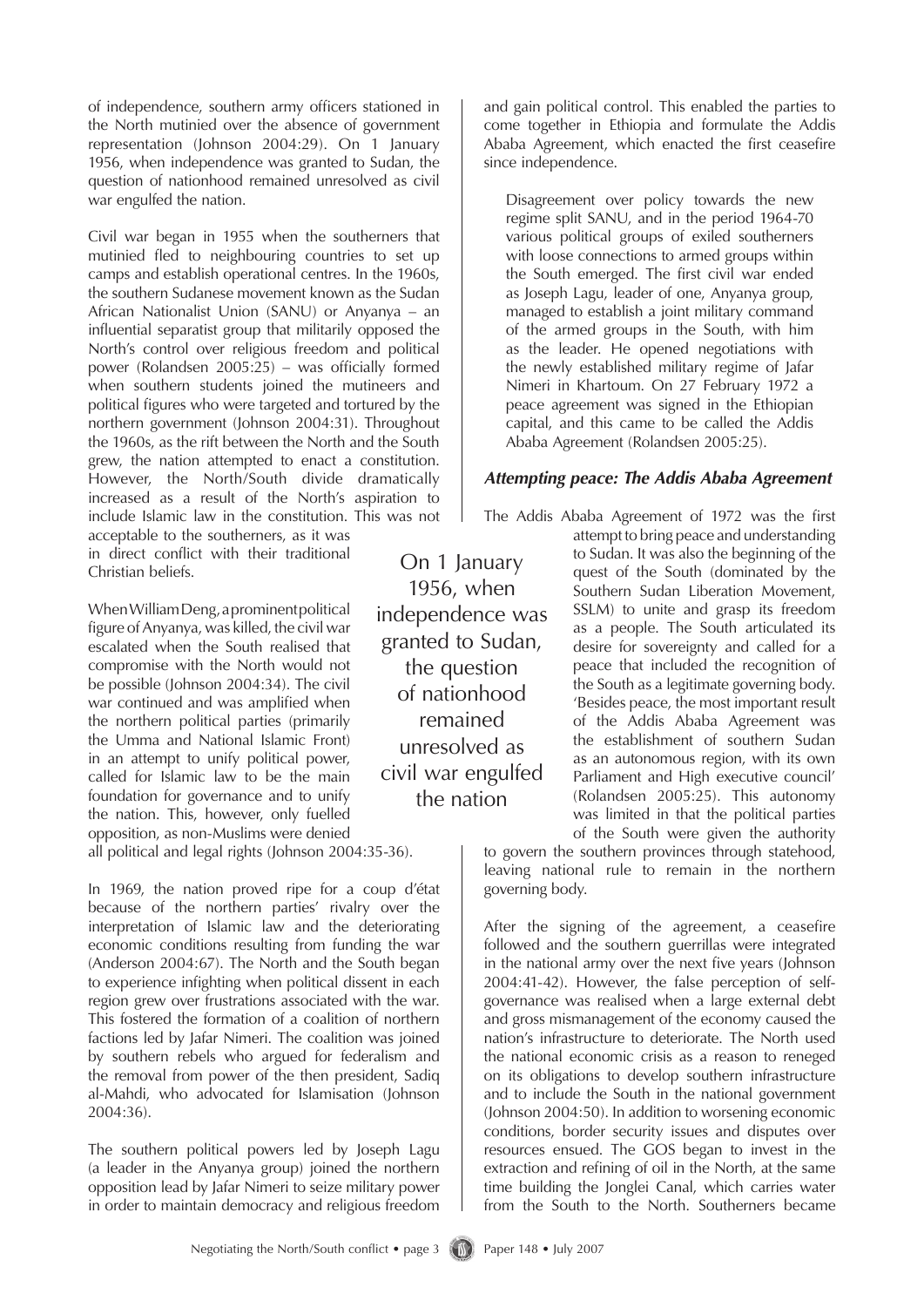of independence, southern army officers stationed in the North mutinied over the absence of government representation (Johnson 2004:29). On 1 January 1956, when independence was granted to Sudan, the question of nationhood remained unresolved as civil war engulfed the nation.

Civil war began in 1955 when the southerners that mutinied fled to neighbouring countries to set up camps and establish operational centres. In the 1960s, the southern Sudanese movement known as the Sudan African Nationalist Union (SANU) or Anyanya – an influential separatist group that militarily opposed the North's control over religious freedom and political power (Rolandsen 2005:25) – was officially formed when southern students joined the mutineers and political figures who were targeted and tortured by the northern government (Johnson 2004:31). Throughout the 1960s, as the rift between the North and the South grew, the nation attempted to enact a constitution. However, the North/South divide dramatically increased as a result of the North's aspiration to include Islamic law in the constitution. This was not acceptable to the southerners, as it was in direct conflict with their traditional Christian beliefs.

When William Deng, a prominent political figure of Anyanya, was killed, the civil war escalated when the South realised that compromise with the North would not be possible (Johnson 2004:34). The civil war continued and was amplified when the northern political parties (primarily the Umma and National Islamic Front) in an attempt to unify political power, called for Islamic law to be the main foundation for governance and to unify the nation. This, however, only fuelled opposition, as non-Muslims were denied all political and legal rights (Johnson 2004:35-36).

In 1969, the nation proved ripe for a coup d'état because of the northern parties' rivalry over the interpretation of Islamic law and the deteriorating economic conditions resulting from funding the war (Anderson 2004:67). The North and the South began to experience infighting when political dissent in each region grew over frustrations associated with the war. This fostered the formation of a coalition of northern factions led by Jafar Nimeri. The coalition was joined by southern rebels who argued for federalism and the removal from power of the then president, Sadiq al-Mahdi, who advocated for Islamisation (Johnson 2004:36).

The southern political powers led by Joseph Lagu (a leader in the Anyanya group) joined the northern opposition lead by Jafar Nimeri to seize military power in order to maintain democracy and religious freedom and gain political control. This enabled the parties to come together in Ethiopia and formulate the Addis Ababa Agreement, which enacted the first ceasefire since independence.

> Disagreement over policy towards the new regime split SANU, and in the period 1964-70 various political groups of exiled southerners with loose connections to armed groups within the South emerged. The first civil war ended as Joseph Lagu, leader of one, Anyanya group, managed to establish a joint military command of the armed groups in the South, with him as the leader. He opened negotiations with the newly established military regime of Jafar Nimeri in Khartoum. On 27 February 1972 a peace agreement was signed in the Ethiopian capital, and this came to be called the Addis Ababa Agreement (Rolandsen 2005:25).

### *Attempting peace: The Addis Ababa Agreement*

The Addis Ababa Agreement of 1972 was the first attempt to bring peace and understanding to Sudan. It was also the beginning of the quest of the South (dominated by the Southern Sudan Liberation Movement, SSLM) to unite and grasp its freedom as a people. The South articulated its desire for sovereignty and called for a peace that included the recognition of the South as a legitimate governing body. 'Besides peace, the most important result of the Addis Ababa Agreement was the establishment of southern Sudan as an autonomous region, with its own Parliament and High executive council' (Rolandsen 2005:25). This autonomy was limited in that the political parties of the South were given the authority to govern the southern provinces through statehood, leaving national rule to remain in the northern governing body.

After the signing of the agreement, a ceasefire followed and the southern guerrillas were integrated in the national army over the next five years (Johnson 2004:41-42). However, the false perception of self-governance was realised when a large external debt and gross mismanagement of the economy caused the nation's infrastructure to deteriorate. The North used the national economic crisis as a reason to reneged on its obligations to develop southern infrastructure and to include the South in the national government (Johnson 2004:50). In addition to worsening economic conditions, border security issues and disputes over resources ensued. The GOS began to invest in the extraction and refining of oil in the North, at the same time building the Jonglei Canal, which carries water from the South to the North. Southerners became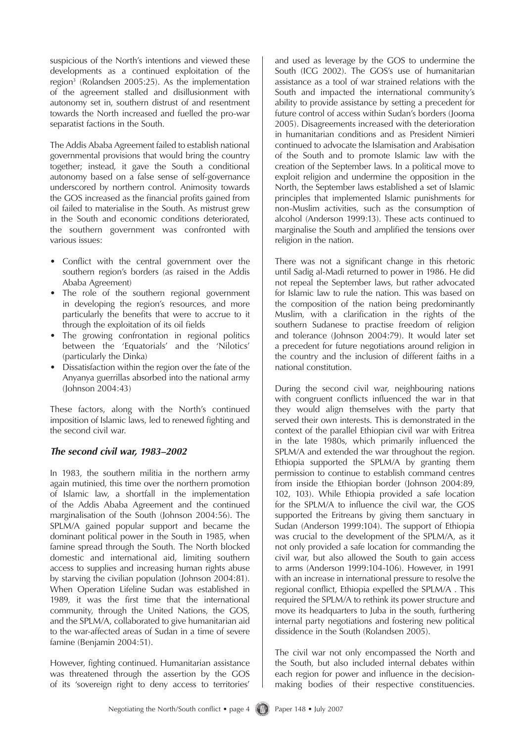suspicious of the North's intentions and viewed these developments as a continued exploitation of the region[3] (Rolandsen 2005:25). As the implementation of the agreement stalled and disillusionment with autonomy set in, southern distrust of and resentment towards the North increased and fuelled the pro-war separatist factions in the South.

The Addis Ababa Agreement failed to establish national governmental provisions that would bring the country together; instead, it gave the South a conditional autonomy based on a false sense of self-governance underscored by northern control. Animosity towards the GOS increased as the financial profits gained from oil failed to materialise in the South. As mistrust grew in the South and economic conditions deteriorated, the southern government was confronted with various issues:

- Conflict with the central government over the southern region's borders (as raised in the Addis Ababa Agreement)
- The role of the southern regional government in developing the region's resources, and more particularly the benefits that were to accrue to it through the exploitation of its oil fields
- The growing confrontation in regional politics between the 'Equatorials' and the 'Nilotics' (particularly the Dinka)
- Dissatisfaction within the region over the fate of the Anyanya guerrillas absorbed into the national army (Johnson 2004:43)

These factors, along with the North's continued imposition of Islamic laws, led to renewed fighting and the second civil war.

### *The second civil war, 1983–2002*

In 1983, the southern militia in the northern army again mutinied, this time over the northern promotion of Islamic law, a shortfall in the implementation of the Addis Ababa Agreement and the continued marginalisation of the South (Johnson 2004:56). The SPLM/A gained popular support and became the dominant political power in the South in 1985, when famine spread through the South. The North blocked domestic and international aid, limiting southern access to supplies and increasing human rights abuse by starving the civilian population (Johnson 2004:81). When Operation Lifeline Sudan was established in 1989, it was the first time that the international community, through the United Nations, the GOS, and the SPLM/A, collaborated to give humanitarian aid to the war-affected areas of Sudan in a time of severe famine (Benjamin 2004:51).

However, fighting continued. Humanitarian assistance was threatened through the assertion by the GOS of its 'sovereign right to deny access to territories' and used as leverage by the GOS to undermine the South (ICG 2002). The GOS's use of humanitarian assistance as a tool of war strained relations with the South and impacted the international community's ability to provide assistance by setting a precedent for future control of access within Sudan's borders (Jooma 2005). Disagreements increased with the deterioration in humanitarian conditions and as President Nimieri continued to advocate the Islamisation and Arabisation of the South and to promote Islamic law with the creation of the September laws. In a political move to exploit religion and undermine the opposition in the North, the September laws established a set of Islamic principles that implemented Islamic punishments for non-Muslim activities, such as the consumption of alcohol (Anderson 1999:13). These acts continued to marginalise the South and amplified the tensions over religion in the nation.

There was not a significant change in this rhetoric until Sadig al-Madi returned to power in 1986. He did not repeal the September laws, but rather advocated for Islamic law to rule the nation. This was based on the composition of the nation being predominantly Muslim, with a clarification in the rights of the southern Sudanese to practise freedom of religion and tolerance (Johnson 2004:79). It would later set a precedent for future negotiations around religion in the country and the inclusion of different faiths in a national constitution.

During the second civil war, neighbouring nations with congruent conflicts influenced the war in that they would align themselves with the party that served their own interests. This is demonstrated in the context of the parallel Ethiopian civil war with Eritrea in the late 1980s, which primarily influenced the SPLM/A and extended the war throughout the region. Ethiopia supported the SPLM/A by granting them permission to continue to establish command centres from inside the Ethiopian border (Johnson 2004:89, 102, 103). While Ethiopia provided a safe location for the SPLM/A to influence the civil war, the GOS supported the Eritreans by giving them sanctuary in Sudan (Anderson 1999:104). The support of Ethiopia was crucial to the development of the SPLM/A, as it not only provided a safe location for commanding the civil war, but also allowed the South to gain access to arms (Anderson 1999:104-106). However, in 1991 with an increase in international pressure to resolve the regional conflict, Ethiopia expelled the SPLM/A . This required the SPLM/A to rethink its power structure and move its headquarters to Juba in the south, furthering internal party negotiations and fostering new political dissidence in the South (Rolandsen 2005).

The civil war not only encompassed the North and the South, but also included internal debates within each region for power and influence in the decision-making bodies of their respective constituencies.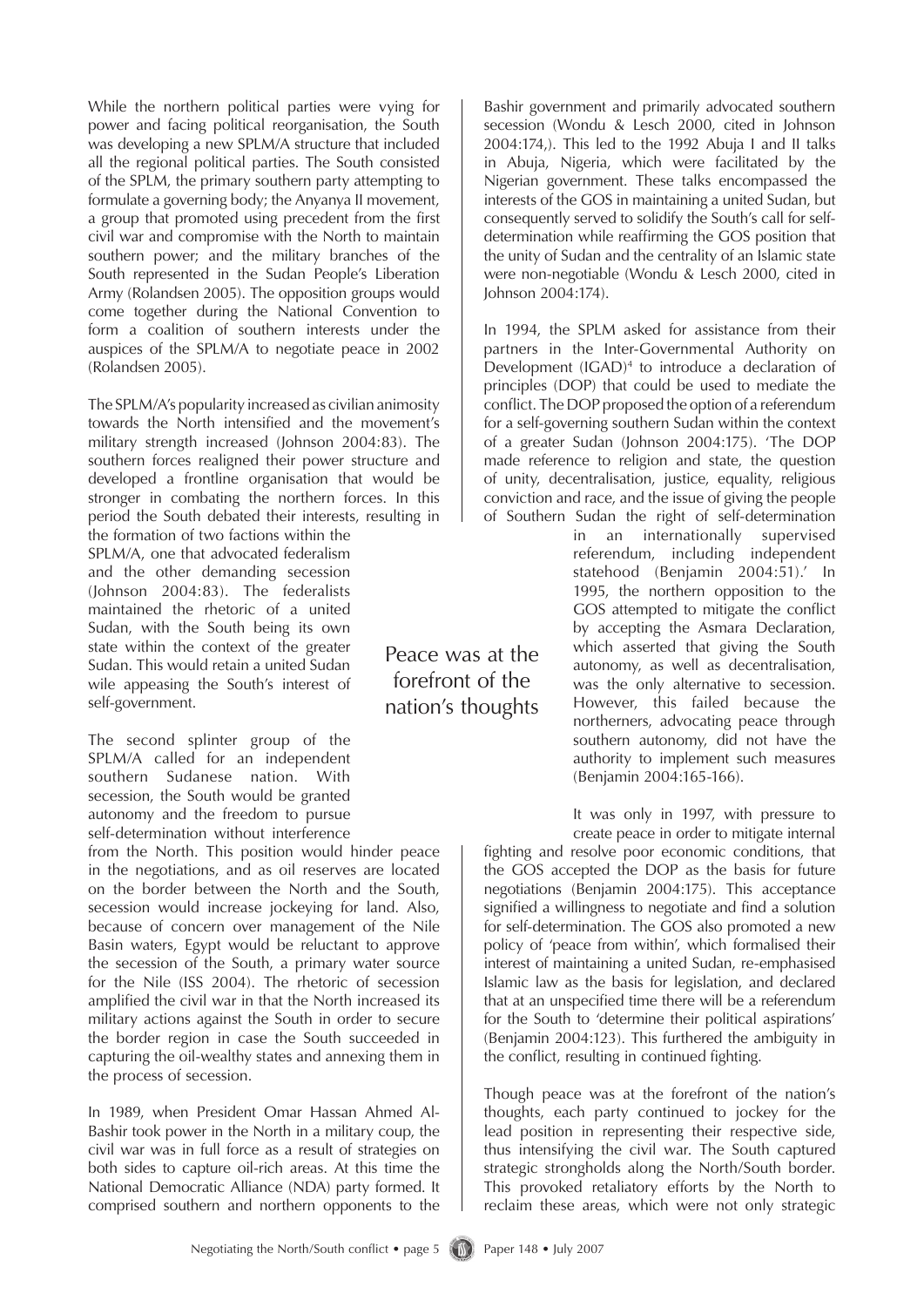While the northern political parties were vying for power and facing political reorganisation, the South was developing a new SPLM/A structure that included all the regional political parties. The South consisted of the SPLM, the primary southern party attempting to formulate a governing body; the Anyanya II movement, a group that promoted using precedent from the first civil war and compromise with the North to maintain southern power; and the military branches of the South represented in the Sudan People's Liberation Army (Rolandsen 2005). The opposition groups would come together during the National Convention to form a coalition of southern interests under the auspices of the SPLM/A to negotiate peace in 2002 (Rolandsen 2005).

The SPLM/A's popularity increased as civilian animosity towards the North intensified and the movement's military strength increased (Johnson 2004:83). The southern forces realigned their power structure and developed a frontline organisation that would be stronger in combating the northern forces. In this period the South debated their interests, resulting in the formation of two factions within the SPLM/A, one that advocated federalism and the other demanding secession (Johnson 2004:83). The federalists maintained the rhetoric of a united Sudan, with the South being its own state within the context of the greater Sudan. This would retain a united Sudan wile appeasing the South's interest of self-government.

The second splinter group of the SPLM/A called for an independent southern Sudanese nation. With secession, the South would be granted autonomy and the freedom to pursue self-determination without interference from the North. This position would hinder peace in the negotiations, and as oil reserves are located on the border between the North and the South, secession would increase jockeying for land. Also, because of concern over management of the Nile Basin waters, Egypt would be reluctant to approve the secession of the South, a primary water source for the Nile (ISS 2004). The rhetoric of secession amplified the civil war in that the North increased its military actions against the South in order to secure the border region in case the South succeeded in capturing the oil-wealthy states and annexing them in the process of secession.

In 1989, when President Omar Hassan Ahmed Al-Bashir took power in the North in a military coup, the civil war was in full force as a result of strategies on both sides to capture oil-rich areas. At this time the National Democratic Alliance (NDA) party formed. It comprised southern and northern opponents to the Bashir government and primarily advocated southern secession (Wondu & Lesch 2000, cited in Johnson 2004:174,). This led to the 1992 Abuja I and II talks in Abuja, Nigeria, which were facilitated by the Nigerian government. These talks encompassed the interests of the GOS in maintaining a united Sudan, but consequently served to solidify the South's call for self-determination while reaffirming the GOS position that the unity of Sudan and the centrality of an Islamic state were non-negotiable (Wondu & Lesch 2000, cited in Johnson 2004:174).

In 1994, the SPLM asked for assistance from their partners in the Inter-Governmental Authority on Development (IGAD)[4] to introduce a declaration of principles (DOP) that could be used to mediate the conflict. The DOP proposed the option of a referendum for a self-governing southern Sudan within the context of a greater Sudan (Johnson 2004:175). 'The DOP made reference to religion and state, the question of unity, decentralisation, justice, equality, religious conviction and race, and the issue of giving the people of Southern Sudan the right of self-determination in an internationally supervised referendum, including independent statehood (Benjamin 2004:51).' In 1995, the northern opposition to the GOS attempted to mitigate the conflict by accepting the Asmara Declaration, which asserted that giving the South autonomy, as well as decentralisation, was the only alternative to secession. However, this failed because the northerners, advocating peace through southern autonomy, did not have the authority to implement such measures (Benjamin 2004:165-166).

> Peace was at the forefront of the nation's thoughts

It was only in 1997, with pressure to create peace in order to mitigate internal fighting and resolve poor economic conditions, that the GOS accepted the DOP as the basis for future negotiations (Benjamin 2004:175). This acceptance signified a willingness to negotiate and find a solution for self-determination. The GOS also promoted a new policy of 'peace from within', which formalised their interest of maintaining a united Sudan, re-emphasised Islamic law as the basis for legislation, and declared that at an unspecified time there will be a referendum for the South to 'determine their political aspirations' (Benjamin 2004:123). This furthered the ambiguity in the conflict, resulting in continued fighting.

Though peace was at the forefront of the nation's thoughts, each party continued to jockey for the lead position in representing their respective side, thus intensifying the civil war. The South captured strategic strongholds along the North/South border. This provoked retaliatory efforts by the North to reclaim these areas, which were not only strategic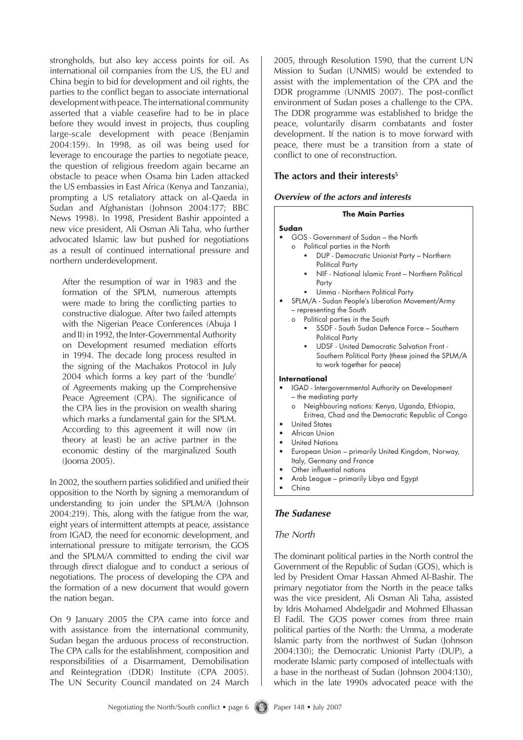strongholds, but also key access points for oil. As international oil companies from the US, the EU and China begin to bid for development and oil rights, the parties to the conflict began to associate international development with peace. The international community asserted that a viable ceasefire had to be in place before they would invest in projects, thus coupling large-scale development with peace (Benjamin 2004:159). In 1998, as oil was being used for leverage to encourage the parties to negotiate peace, the question of religious freedom again became an obstacle to peace when Osama bin Laden attacked the US embassies in East Africa (Kenya and Tanzania), prompting a US retaliatory attack on al-Qaeda in Sudan and Afghanistan (Johnson 2004:177; BBC News 1998). In 1998, President Bashir appointed a new vice president, Ali Osman Ali Taha, who further advocated Islamic law but pushed for negotiations as a result of continued international pressure and northern underdevelopment.

> After the resumption of war in 1983 and the formation of the SPLM, numerous attempts were made to bring the conflicting parties to constructive dialogue. After two failed attempts with the Nigerian Peace Conferences (Abuja I and II) in 1992, the Inter-Governmental Authority on Development resumed mediation efforts in 1994. The decade long process resulted in the signing of the Machakos Protocol in July 2004 which forms a key part of the 'bundle' of Agreements making up the Comprehensive Peace Agreement (CPA). The significance of the CPA lies in the provision on wealth sharing which marks a fundamental gain for the SPLM. According to this agreement it will now (in theory at least) be an active partner in the economic destiny of the marginalized South (Jooma 2005).

In 2002, the southern parties solidified and unified their opposition to the North by signing a memorandum of understanding to join under the SPLM/A (Johnson 2004:219). This, along with the fatigue from the war, eight years of intermittent attempts at peace, assistance from IGAD, the need for economic development, and international pressure to mitigate terrorism, the GOS and the SPLM/A committed to ending the civil war through direct dialogue and to conduct a serious of negotiations. The process of developing the CPA and the formation of a new document that would govern the nation began.

On 9 January 2005 the CPA came into force and with assistance from the international community, Sudan began the arduous process of reconstruction. The CPA calls for the establishment, composition and responsibilities of a Disarmament, Demobilisation and Reintegration (DDR) Institute (CPA 2005). The UN Security Council mandated on 24 March 2005, through Resolution 1590, that the current UN Mission to Sudan (UNMIS) would be extended to assist with the implementation of the CPA and the DDR programme (UNMIS 2007). The post-conflict environment of Sudan poses a challenge to the CPA. The DDR programme was established to bridge the peace, voluntarily disarm combatants and foster development. If the nation is to move forward with peace, there must be a transition from a state of conflict to one of reconstruction.

## The actors and their interests[5]

### *Overview of the actors and interests*

**The Main Parties**

**Sudan**

- GOS - Government of Sudan – the North
  - Political parties in the North
    - DUP - Democratic Unionist Party – Northern Political Party
    - NIF - National Islamic Front – Northern Political Party
    - Umma - Northern Political Party
- SPLM/A - Sudan People's Liberation Movement/Army – representing the South
  - Political parties in the South
    - SSDF - South Sudan Defence Force – Southern Political Party
    - UDSF - United Democratic Salvation Front - Southern Political Party (these joined the SPLM/A to work together for peace)

**International**

- IGAD - Intergovernmental Authority on Development – the mediating party
  - Neighbouring nations: Kenya, Uganda, Ethiopia, Eritrea, Chad and the Democratic Republic of Congo
- United States
- African Union
- United Nations
- European Union – primarily United Kingdom, Norway, Italy, Germany and France
- Other influential nations
- Arab League – primarily Libya and Egypt
- China

### *The Sudanese*

#### *The North*

The dominant political parties in the North control the Government of the Republic of Sudan (GOS), which is led by President Omar Hassan Ahmed Al-Bashir. The primary negotiator from the North in the peace talks was the vice president, Ali Osman Ali Taha, assisted by Idris Mohamed Abdelgadir and Mohmed Elhassan El Fadil. The GOS power comes from three main political parties of the North: the Umma, a moderate Islamic party from the northwest of Sudan (Johnson 2004:130); the Democratic Unionist Party (DUP), a moderate Islamic party composed of intellectuals with a base in the northeast of Sudan (Johnson 2004:130), which in the late 1990s advocated peace with the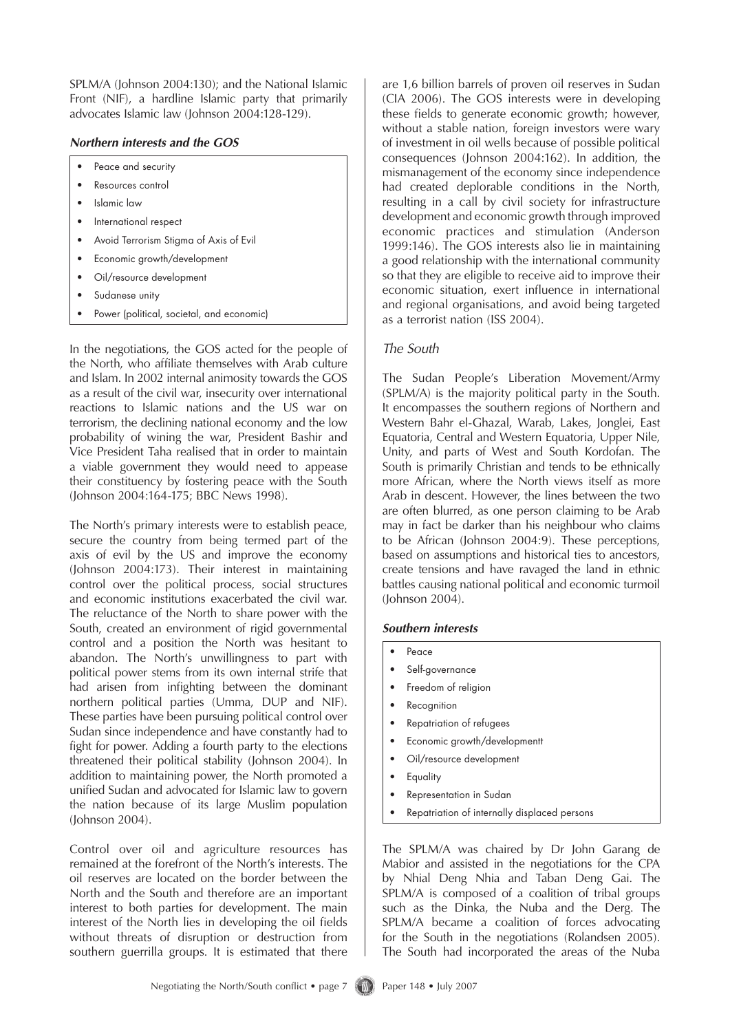SPLM/A (Johnson 2004:130); and the National Islamic Front (NIF), a hardline Islamic party that primarily advocates Islamic law (Johnson 2004:128-129).

#### *Northern interests and the GOS*

- Peace and security
- Resources control
- Islamic law
- International respect
- Avoid Terrorism Stigma of Axis of Evil
- Economic growth/development
- Oil/resource development
- Sudanese unity
- Power (political, societal, and economic)

In the negotiations, the GOS acted for the people of the North, who affiliate themselves with Arab culture and Islam. In 2002 internal animosity towards the GOS as a result of the civil war, insecurity over international reactions to Islamic nations and the US war on terrorism, the declining national economy and the low probability of wining the war, President Bashir and Vice President Taha realised that in order to maintain a viable government they would need to appease their constituency by fostering peace with the South (Johnson 2004:164-175; BBC News 1998).

The North's primary interests were to establish peace, secure the country from being termed part of the axis of evil by the US and improve the economy (Johnson 2004:173). Their interest in maintaining control over the political process, social structures and economic institutions exacerbated the civil war. The reluctance of the North to share power with the South, created an environment of rigid governmental control and a position the North was hesitant to abandon. The North's unwillingness to part with political power stems from its own internal strife that had arisen from infighting between the dominant northern political parties (Umma, DUP and NIF). These parties have been pursuing political control over Sudan since independence and have constantly had to fight for power. Adding a fourth party to the elections threatened their political stability (Johnson 2004). In addition to maintaining power, the North promoted a unified Sudan and advocated for Islamic law to govern the nation because of its large Muslim population (Johnson 2004).

Control over oil and agriculture resources has remained at the forefront of the North's interests. The oil reserves are located on the border between the North and the South and therefore are an important interest to both parties for development. The main interest of the North lies in developing the oil fields without threats of disruption or destruction from southern guerrilla groups. It is estimated that there are 1,6 billion barrels of proven oil reserves in Sudan (CIA 2006). The GOS interests were in developing these fields to generate economic growth; however, without a stable nation, foreign investors were wary of investment in oil wells because of possible political consequences (Johnson 2004:162). In addition, the mismanagement of the economy since independence had created deplorable conditions in the North, resulting in a call by civil society for infrastructure development and economic growth through improved economic practices and stimulation (Anderson 1999:146). The GOS interests also lie in maintaining a good relationship with the international community so that they are eligible to receive aid to improve their economic situation, exert influence in international and regional organisations, and avoid being targeted as a terrorist nation (ISS 2004).

### *The South*

The Sudan People's Liberation Movement/Army (SPLM/A) is the majority political party in the South. It encompasses the southern regions of Northern and Western Bahr el-Ghazal, Warab, Lakes, Jonglei, East Equatoria, Central and Western Equatoria, Upper Nile, Unity, and parts of West and South Kordofan. The South is primarily Christian and tends to be ethnically more African, where the North views itself as more Arab in descent. However, the lines between the two are often blurred, as one person claiming to be Arab may in fact be darker than his neighbour who claims to be African (Johnson 2004:9). These perceptions, based on assumptions and historical ties to ancestors, create tensions and have ravaged the land in ethnic battles causing national political and economic turmoil (Johnson 2004).

#### *Southern interests*

- Peace
- Self-governance
- Freedom of religion
- Recognition
- Repatriation of refugees
- Economic growth/developmentt
- Oil/resource development
- Equality
- Representation in Sudan
- Repatriation of internally displaced persons

The SPLM/A was chaired by Dr John Garang de Mabior and assisted in the negotiations for the CPA by Nhial Deng Nhia and Taban Deng Gai. The SPLM/A is composed of a coalition of tribal groups such as the Dinka, the Nuba and the Derg. The SPLM/A became a coalition of forces advocating for the South in the negotiations (Rolandsen 2005). The South had incorporated the areas of the Nuba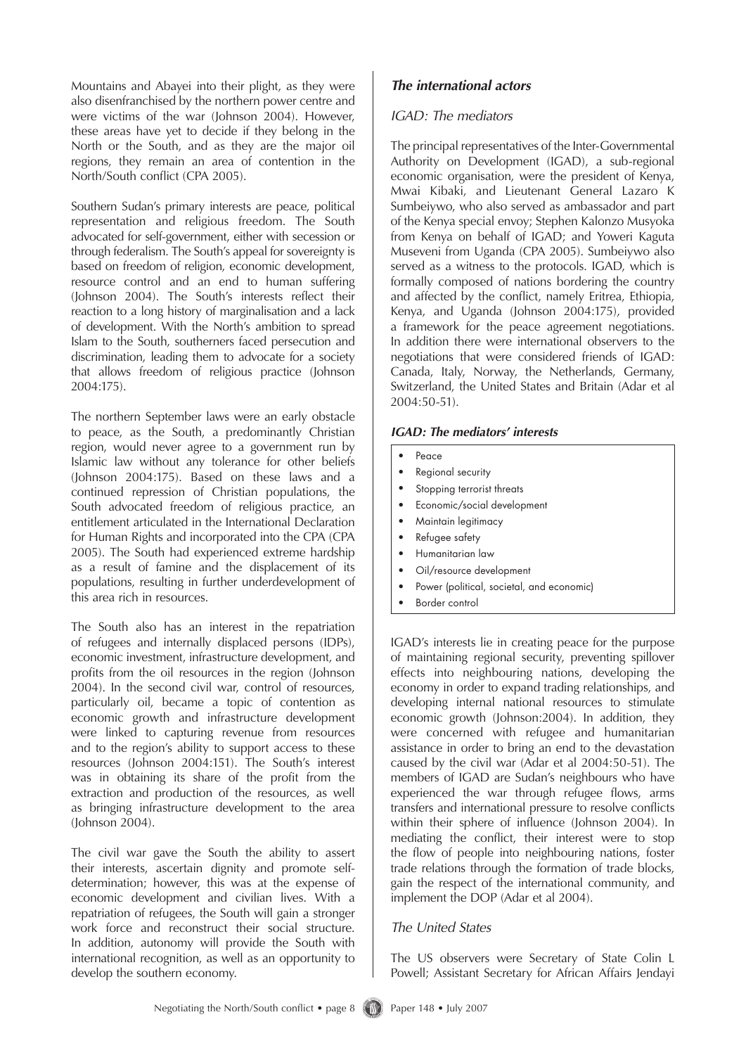Mountains and Abayei into their plight, as they were also disenfranchised by the northern power centre and were victims of the war (Johnson 2004). However, these areas have yet to decide if they belong in the North or the South, and as they are the major oil regions, they remain an area of contention in the North/South conflict (CPA 2005).

Southern Sudan's primary interests are peace, political representation and religious freedom. The South advocated for self-government, either with secession or through federalism. The South's appeal for sovereignty is based on freedom of religion, economic development, resource control and an end to human suffering (Johnson 2004). The South's interests reflect their reaction to a long history of marginalisation and a lack of development. With the North's ambition to spread Islam to the South, southerners faced persecution and discrimination, leading them to advocate for a society that allows freedom of religious practice (Johnson 2004:175).

The northern September laws were an early obstacle to peace, as the South, a predominantly Christian region, would never agree to a government run by Islamic law without any tolerance for other beliefs (Johnson 2004:175). Based on these laws and a continued repression of Christian populations, the South advocated freedom of religious practice, an entitlement articulated in the International Declaration for Human Rights and incorporated into the CPA (CPA 2005). The South had experienced extreme hardship as a result of famine and the displacement of its populations, resulting in further underdevelopment of this area rich in resources.

The South also has an interest in the repatriation of refugees and internally displaced persons (IDPs), economic investment, infrastructure development, and profits from the oil resources in the region (Johnson 2004). In the second civil war, control of resources, particularly oil, became a topic of contention as economic growth and infrastructure development were linked to capturing revenue from resources and to the region's ability to support access to these resources (Johnson 2004:151). The South's interest was in obtaining its share of the profit from the extraction and production of the resources, as well as bringing infrastructure development to the area (Johnson 2004).

The civil war gave the South the ability to assert their interests, ascertain dignity and promote self-determination; however, this was at the expense of economic development and civilian lives. With a repatriation of refugees, the South will gain a stronger work force and reconstruct their social structure. In addition, autonomy will provide the South with international recognition, as well as an opportunity to develop the southern economy.

### *The international actors*

#### *IGAD: The mediators*

The principal representatives of the Inter-Governmental Authority on Development (IGAD), a sub-regional economic organisation, were the president of Kenya, Mwai Kibaki, and Lieutenant General Lazaro K Sumbeiywo, who also served as ambassador and part of the Kenya special envoy; Stephen Kalonzo Musyoka from Kenya on behalf of IGAD; and Yoweri Kaguta Museveni from Uganda (CPA 2005). Sumbeiywo also served as a witness to the protocols. IGAD, which is formally composed of nations bordering the country and affected by the conflict, namely Eritrea, Ethiopia, Kenya, and Uganda (Johnson 2004:175), provided a framework for the peace agreement negotiations. In addition there were international observers to the negotiations that were considered friends of IGAD: Canada, Italy, Norway, the Netherlands, Germany, Switzerland, the United States and Britain (Adar et al 2004:50-51).

***IGAD: The mediators' interests***

- Peace
- Regional security
- Stopping terrorist threats
- Economic/social development
- Maintain legitimacy
- Refugee safety
- Humanitarian law
- Oil/resource development
- Power (political, societal, and economic)
- Border control

IGAD's interests lie in creating peace for the purpose of maintaining regional security, preventing spillover effects into neighbouring nations, developing the economy in order to expand trading relationships, and developing internal national resources to stimulate economic growth (Johnson:2004). In addition, they were concerned with refugee and humanitarian assistance in order to bring an end to the devastation caused by the civil war (Adar et al 2004:50-51). The members of IGAD are Sudan's neighbours who have experienced the war through refugee flows, arms transfers and international pressure to resolve conflicts within their sphere of influence (Johnson 2004). In mediating the conflict, their interest were to stop the flow of people into neighbouring nations, foster trade relations through the formation of trade blocks, gain the respect of the international community, and implement the DOP (Adar et al 2004).

#### *The United States*

The US observers were Secretary of State Colin L Powell; Assistant Secretary for African Affairs Jendayi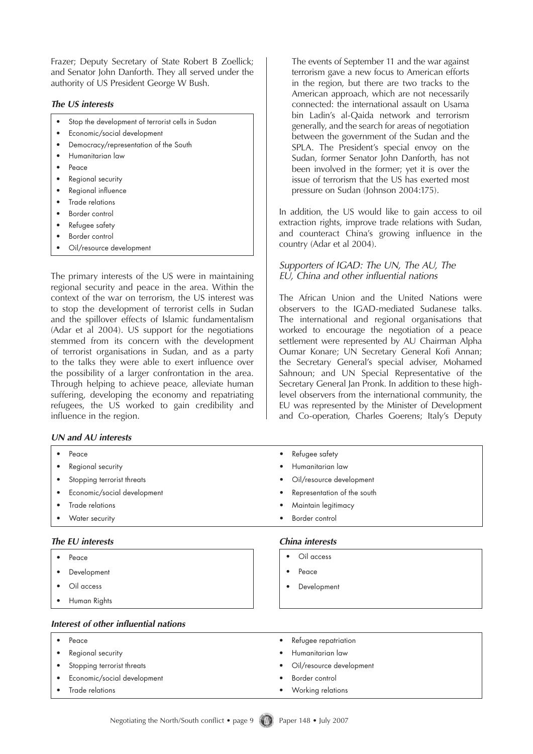Frazer; Deputy Secretary of State Robert B Zoellick; and Senator John Danforth. They all served under the authority of US President George W Bush.

***The US interests***

- Stop the development of terrorist cells in Sudan
- Economic/social development
- Democracy/representation of the South
- Humanitarian law
- Peace
- Regional security
- Regional influence
- Trade relations
- Border control
- Refugee safety
- Border control
- Oil/resource development

The primary interests of the US were in maintaining regional security and peace in the area. Within the context of the war on terrorism, the US interest was to stop the development of terrorist cells in Sudan and the spillover effects of Islamic fundamentalism (Adar et al 2004). US support for the negotiations stemmed from its concern with the development of terrorist organisations in Sudan, and as a party to the talks they were able to exert influence over the possibility of a larger confrontation in the area. Through helping to achieve peace, alleviate human suffering, developing the economy and repatriating refugees, the US worked to gain credibility and influence in the region.

> The events of September 11 and the war against terrorism gave a new focus to American efforts in the region, but there are two tracks to the American approach, which are not necessarily connected: the international assault on Usama bin Ladin's al-Qaida network and terrorism generally, and the search for areas of negotiation between the government of the Sudan and the SPLA. The President's special envoy on the Sudan, former Senator John Danforth, has not been involved in the former; yet it is over the issue of terrorism that the US has exerted most pressure on Sudan (Johnson 2004:175).

In addition, the US would like to gain access to oil extraction rights, improve trade relations with Sudan, and counteract China's growing influence in the country (Adar et al 2004).

### *Supporters of IGAD: The UN, The AU, The EU, China and other influential nations*

The African Union and the United Nations were observers to the IGAD-mediated Sudanese talks. The international and regional organisations that worked to encourage the negotiation of a peace settlement were represented by AU Chairman Alpha Oumar Konare; UN Secretary General Kofi Annan; the Secretary General's special adviser, Mohamed Sahnoun; and UN Special Representative of the Secretary General Jan Pronk. In addition to these high-level observers from the international community, the EU was represented by the Minister of Development and Co-operation, Charles Goerens; Italy's Deputy

***UN and AU interests***

- Peace
- Regional security
- Stopping terrorist threats
- Economic/social development
- Trade relations
- Water security
- Refugee safety
- Humanitarian law
- Oil/resource development
- Representation of the south
- Maintain legitimacy
- Border control

***The EU interests***

- Peace
- Development
- Oil access
- Human Rights

***China interests***

- Oil access
- Peace
- Development

***Interest of other influential nations***

- Peace
- Regional security
- Stopping terrorist threats
- Economic/social development
- Trade relations
- Refugee repatriation
- Humanitarian law
- Oil/resource development
- Border control
- Working relations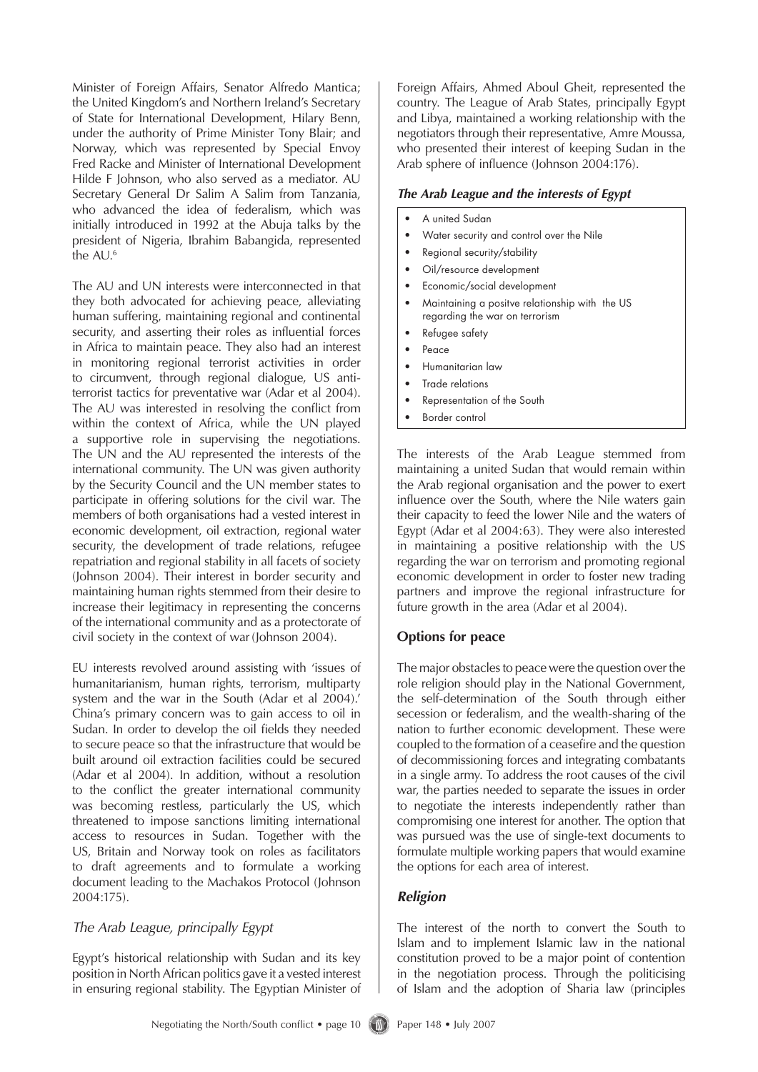Minister of Foreign Affairs, Senator Alfredo Mantica; the United Kingdom's and Northern Ireland's Secretary of State for International Development, Hilary Benn, under the authority of Prime Minister Tony Blair; and Norway, which was represented by Special Envoy Fred Racke and Minister of International Development Hilde F Johnson, who also served as a mediator. AU Secretary General Dr Salim A Salim from Tanzania, who advanced the idea of federalism, which was initially introduced in 1992 at the Abuja talks by the president of Nigeria, Ibrahim Babangida, represented the AU.[6]

The AU and UN interests were interconnected in that they both advocated for achieving peace, alleviating human suffering, maintaining regional and continental security, and asserting their roles as influential forces in Africa to maintain peace. They also had an interest in monitoring regional terrorist activities in order to circumvent, through regional dialogue, US anti-terrorist tactics for preventative war (Adar et al 2004). The AU was interested in resolving the conflict from within the context of Africa, while the UN played a supportive role in supervising the negotiations. The UN and the AU represented the interests of the international community. The UN was given authority by the Security Council and the UN member states to participate in offering solutions for the civil war. The members of both organisations had a vested interest in economic development, oil extraction, regional water security, the development of trade relations, refugee repatriation and regional stability in all facets of society (Johnson 2004). Their interest in border security and maintaining human rights stemmed from their desire to increase their legitimacy in representing the concerns of the international community and as a protectorate of civil society in the context of war (Johnson 2004).

EU interests revolved around assisting with 'issues of humanitarianism, human rights, terrorism, multiparty system and the war in the South (Adar et al 2004).' China's primary concern was to gain access to oil in Sudan. In order to develop the oil fields they needed to secure peace so that the infrastructure that would be built around oil extraction facilities could be secured (Adar et al 2004). In addition, without a resolution to the conflict the greater international community was becoming restless, particularly the US, which threatened to impose sanctions limiting international access to resources in Sudan. Together with the US, Britain and Norway took on roles as facilitators to draft agreements and to formulate a working document leading to the Machakos Protocol (Johnson 2004:175).

### *The Arab League, principally Egypt*

Egypt's historical relationship with Sudan and its key position in North African politics gave it a vested interest in ensuring regional stability. The Egyptian Minister of Foreign Affairs, Ahmed Aboul Gheit, represented the country. The League of Arab States, principally Egypt and Libya, maintained a working relationship with the negotiators through their representative, Amre Moussa, who presented their interest of keeping Sudan in the Arab sphere of influence (Johnson 2004:176).

***The Arab League and the interests of Egypt***

- A united Sudan
- Water security and control over the Nile
- Regional security/stability
- Oil/resource development
- Economic/social development
- Maintaining a positve relationship with the US regarding the war on terrorism
- Refugee safety
- Peace
- Humanitarian law
- Trade relations
- Representation of the South
- Border control

The interests of the Arab League stemmed from maintaining a united Sudan that would remain within the Arab regional organisation and the power to exert influence over the South, where the Nile waters gain their capacity to feed the lower Nile and the waters of Egypt (Adar et al 2004:63). They were also interested in maintaining a positive relationship with the US regarding the war on terrorism and promoting regional economic development in order to foster new trading partners and improve the regional infrastructure for future growth in the area (Adar et al 2004).

## Options for peace

The major obstacles to peace were the question over the role religion should play in the National Government, the self-determination of the South through either secession or federalism, and the wealth-sharing of the nation to further economic development. These were coupled to the formation of a ceasefire and the question of decommissioning forces and integrating combatants in a single army. To address the root causes of the civil war, the parties needed to separate the issues in order to negotiate the interests independently rather than compromising one interest for another. The option that was pursued was the use of single-text documents to formulate multiple working papers that would examine the options for each area of interest.

### *Religion*

The interest of the north to convert the South to Islam and to implement Islamic law in the national constitution proved to be a major point of contention in the negotiation process. Through the politicising of Islam and the adoption of Sharia law (principles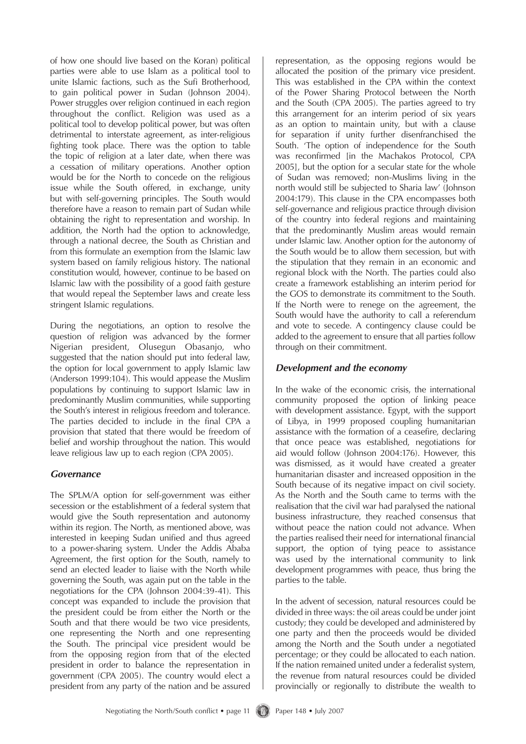of how one should live based on the Koran) political parties were able to use Islam as a political tool to unite Islamic factions, such as the Sufi Brotherhood, to gain political power in Sudan (Johnson 2004). Power struggles over religion continued in each region throughout the conflict. Religion was used as a political tool to develop political power, but was often detrimental to interstate agreement, as inter-religious fighting took place. There was the option to table the topic of religion at a later date, when there was a cessation of military operations. Another option would be for the North to concede on the religious issue while the South offered, in exchange, unity but with self-governing principles. The South would therefore have a reason to remain part of Sudan while obtaining the right to representation and worship. In addition, the North had the option to acknowledge, through a national decree, the South as Christian and from this formulate an exemption from the Islamic law system based on family religious history. The national constitution would, however, continue to be based on Islamic law with the possibility of a good faith gesture that would repeal the September laws and create less stringent Islamic regulations.

During the negotiations, an option to resolve the question of religion was advanced by the former Nigerian president, Olusegun Obasanjo, who suggested that the nation should put into federal law, the option for local government to apply Islamic law (Anderson 1999:104). This would appease the Muslim populations by continuing to support Islamic law in predominantly Muslim communities, while supporting the South's interest in religious freedom and tolerance. The parties decided to include in the final CPA a provision that stated that there would be freedom of belief and worship throughout the nation. This would leave religious law up to each region (CPA 2005).

### *Governance*

The SPLM/A option for self-government was either secession or the establishment of a federal system that would give the South representation and autonomy within its region. The North, as mentioned above, was interested in keeping Sudan unified and thus agreed to a power-sharing system. Under the Addis Ababa Agreement, the first option for the South, namely to send an elected leader to liaise with the North while governing the South, was again put on the table in the negotiations for the CPA (Johnson 2004:39-41). This concept was expanded to include the provision that the president could be from either the North or the South and that there would be two vice presidents, one representing the North and one representing the South. The principal vice president would be from the opposing region from that of the elected president in order to balance the representation in government (CPA 2005). The country would elect a president from any party of the nation and be assured representation, as the opposing regions would be allocated the position of the primary vice president. This was established in the CPA within the context of the Power Sharing Protocol between the North and the South (CPA 2005). The parties agreed to try this arrangement for an interim period of six years as an option to maintain unity, but with a clause for separation if unity further disenfranchised the South. 'The option of independence for the South was reconfirmed [in the Machakos Protocol, CPA 2005], but the option for a secular state for the whole of Sudan was removed; non-Muslims living in the north would still be subjected to Sharia law' (Johnson 2004:179). This clause in the CPA encompasses both self-governance and religious practice through division of the country into federal regions and maintaining that the predominantly Muslim areas would remain under Islamic law. Another option for the autonomy of the South would be to allow them secession, but with the stipulation that they remain in an economic and regional block with the North. The parties could also create a framework establishing an interim period for the GOS to demonstrate its commitment to the South. If the North were to renege on the agreement, the South would have the authority to call a referendum and vote to secede. A contingency clause could be added to the agreement to ensure that all parties follow through on their commitment.

### *Development and the economy*

In the wake of the economic crisis, the international community proposed the option of linking peace with development assistance. Egypt, with the support of Libya, in 1999 proposed coupling humanitarian assistance with the formation of a ceasefire, declaring that once peace was established, negotiations for aid would follow (Johnson 2004:176). However, this was dismissed, as it would have created a greater humanitarian disaster and increased opposition in the South because of its negative impact on civil society. As the North and the South came to terms with the realisation that the civil war had paralysed the national business infrastructure, they reached consensus that without peace the nation could not advance. When the parties realised their need for international financial support, the option of tying peace to assistance was used by the international community to link development programmes with peace, thus bring the parties to the table.

In the advent of secession, natural resources could be divided in three ways: the oil areas could be under joint custody; they could be developed and administered by one party and then the proceeds would be divided among the North and the South under a negotiated percentage; or they could be allocated to each nation. If the nation remained united under a federalist system, the revenue from natural resources could be divided provincially or regionally to distribute the wealth to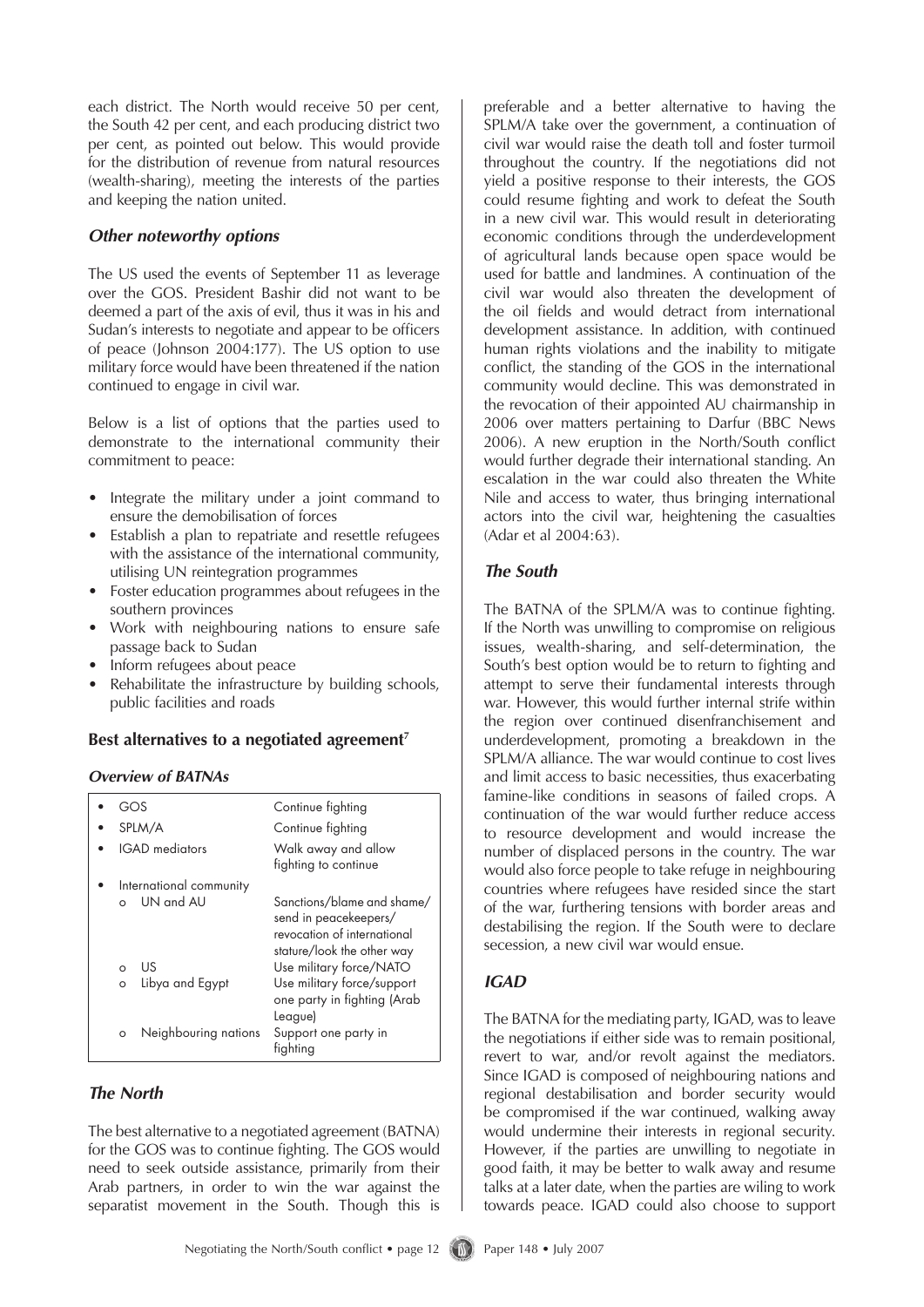each district. The North would receive 50 per cent, the South 42 per cent, and each producing district two per cent, as pointed out below. This would provide for the distribution of revenue from natural resources (wealth-sharing), meeting the interests of the parties and keeping the nation united.

### *Other noteworthy options*

The US used the events of September 11 as leverage over the GOS. President Bashir did not want to be deemed a part of the axis of evil, thus it was in his and Sudan's interests to negotiate and appear to be officers of peace (Johnson 2004:177). The US option to use military force would have been threatened if the nation continued to engage in civil war.

Below is a list of options that the parties used to demonstrate to the international community their commitment to peace:

- Integrate the military under a joint command to ensure the demobilisation of forces
- Establish a plan to repatriate and resettle refugees with the assistance of the international community, utilising UN reintegration programmes
- Foster education programmes about refugees in the southern provinces
- Work with neighbouring nations to ensure safe passage back to Sudan
- Inform refugees about peace
- Rehabilitate the infrastructure by building schools, public facilities and roads

## **Best alternatives to a negotiated agreement**[7]

### *Overview of BATNAs*

| | |
|---|---|
| • GOS | Continue fighting |
| • SPLM/A | Continue fighting |
| • IGAD mediators | Walk away and allow fighting to continue |
| • International community | |
| o UN and AU | Sanctions/blame and shame/ send in peacekeepers/ revocation of international stature/look the other way |
| o US | Use military force/NATO |
| o Libya and Egypt | Use military force/support one party in fighting (Arab League) |
| o Neighbouring nations | Support one party in fighting |

### *The North*

The best alternative to a negotiated agreement (BATNA) for the GOS was to continue fighting. The GOS would need to seek outside assistance, primarily from their Arab partners, in order to win the war against the separatist movement in the South. Though this is preferable and a better alternative to having the SPLM/A take over the government, a continuation of civil war would raise the death toll and foster turmoil throughout the country. If the negotiations did not yield a positive response to their interests, the GOS could resume fighting and work to defeat the South in a new civil war. This would result in deteriorating economic conditions through the underdevelopment of agricultural lands because open space would be used for battle and landmines. A continuation of the civil war would also threaten the development of the oil fields and would detract from international development assistance. In addition, with continued human rights violations and the inability to mitigate conflict, the standing of the GOS in the international community would decline. This was demonstrated in the revocation of their appointed AU chairmanship in 2006 over matters pertaining to Darfur (BBC News 2006). A new eruption in the North/South conflict would further degrade their international standing. An escalation in the war could also threaten the White Nile and access to water, thus bringing international actors into the civil war, heightening the casualties (Adar et al 2004:63).

### *The South*

The BATNA of the SPLM/A was to continue fighting. If the North was unwilling to compromise on religious issues, wealth-sharing, and self-determination, the South's best option would be to return to fighting and attempt to serve their fundamental interests through war. However, this would further internal strife within the region over continued disenfranchisement and underdevelopment, promoting a breakdown in the SPLM/A alliance. The war would continue to cost lives and limit access to basic necessities, thus exacerbating famine-like conditions in seasons of failed crops. A continuation of the war would further reduce access to resource development and would increase the number of displaced persons in the country. The war would also force people to take refuge in neighbouring countries where refugees have resided since the start of the war, furthering tensions with border areas and destabilising the region. If the South were to declare secession, a new civil war would ensue.

### *IGAD*

The BATNA for the mediating party, IGAD, was to leave the negotiations if either side was to remain positional, revert to war, and/or revolt against the mediators. Since IGAD is composed of neighbouring nations and regional destabilisation and border security would be compromised if the war continued, walking away would undermine their interests in regional security. However, if the parties are unwilling to negotiate in good faith, it may be better to walk away and resume talks at a later date, when the parties are wiling to work towards peace. IGAD could also choose to support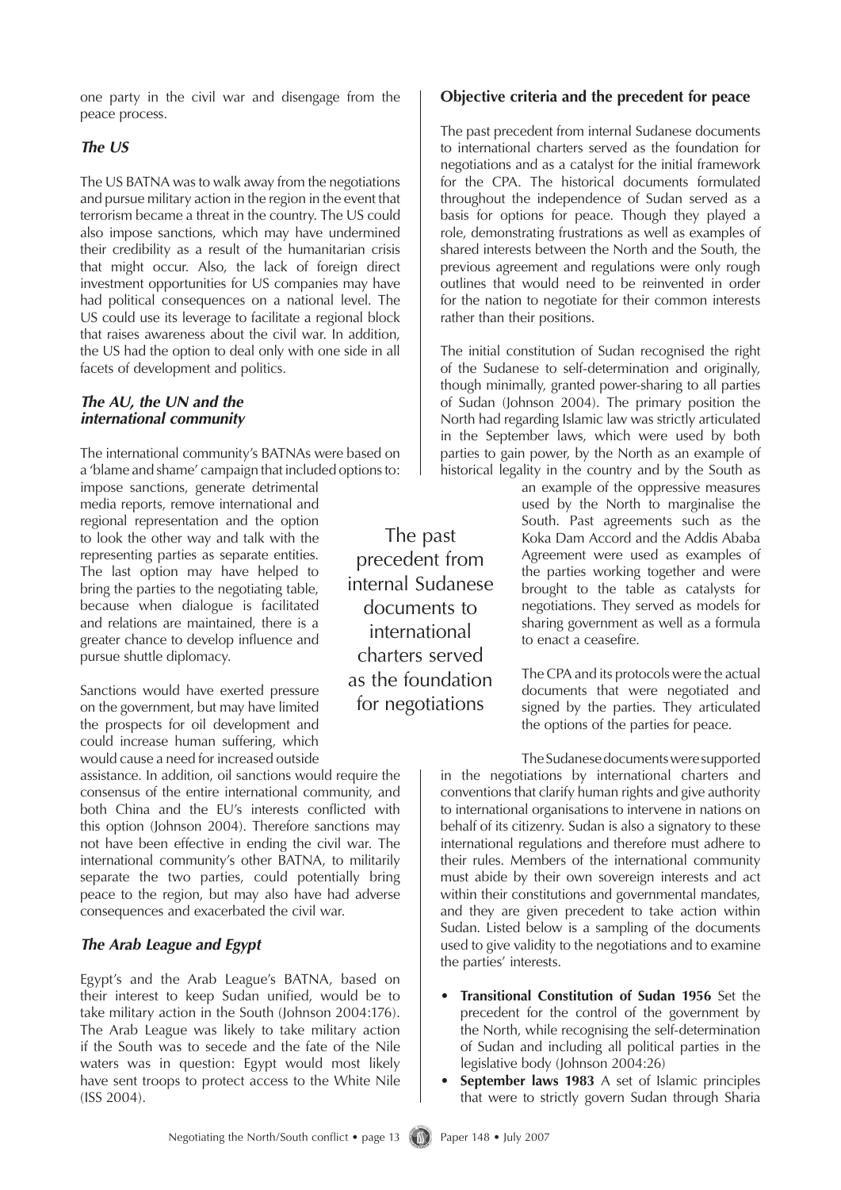one party in the civil war and disengage from the peace process.

### *The US*

The US BATNA was to walk away from the negotiations and pursue military action in the region in the event that terrorism became a threat in the country. The US could also impose sanctions, which may have undermined their credibility as a result of the humanitarian crisis that might occur. Also, the lack of foreign direct investment opportunities for US companies may have had political consequences on a national level. The US could use its leverage to facilitate a regional block that raises awareness about the civil war. In addition, the US had the option to deal only with one side in all facets of development and politics.

### *The AU, the UN and the international community*

The international community's BATNAs were based on a 'blame and shame' campaign that included options to: impose sanctions, generate detrimental media reports, remove international and regional representation and the option to look the other way and talk with the representing parties as separate entities. The last option may have helped to bring the parties to the negotiating table, because when dialogue is facilitated and relations are maintained, there is a greater chance to develop influence and pursue shuttle diplomacy.

Sanctions would have exerted pressure on the government, but may have limited the prospects for oil development and could increase human suffering, which would cause a need for increased outside assistance. In addition, oil sanctions would require the consensus of the entire international community, and both China and the EU's interests conflicted with this option (Johnson 2004). Therefore sanctions may not have been effective in ending the civil war. The international community's other BATNA, to militarily separate the two parties, could potentially bring peace to the region, but may also have had adverse consequences and exacerbated the civil war.

### *The Arab League and Egypt*

Egypt's and the Arab League's BATNA, based on their interest to keep Sudan unified, would be to take military action in the South (Johnson 2004:176). The Arab League was likely to take military action if the South was to secede and the fate of the Nile waters was in question: Egypt would most likely have sent troops to protect access to the White Nile (ISS 2004).

### **Objective criteria and the precedent for peace**

The past precedent from internal Sudanese documents to international charters served as the foundation for negotiations and as a catalyst for the initial framework for the CPA. The historical documents formulated throughout the independence of Sudan served as a basis for options for peace. Though they played a role, demonstrating frustrations as well as examples of shared interests between the North and the South, the previous agreement and regulations were only rough outlines that would need to be reinvented in order for the nation to negotiate for their common interests rather than their positions.

The initial constitution of Sudan recognised the right of the Sudanese to self-determination and originally, though minimally, granted power-sharing to all parties of Sudan (Johnson 2004). The primary position the North had regarding Islamic law was strictly articulated in the September laws, which were used by both parties to gain power, by the North as an example of historical legality in the country and by the South as an example of the oppressive measures used by the North to marginalise the South. Past agreements such as the Koka Dam Accord and the Addis Ababa Agreement were used as examples of the parties working together and were brought to the table as catalysts for negotiations. They served as models for sharing government as well as a formula to enact a ceasefire.

> The past precedent from internal Sudanese documents to international charters served as the foundation for negotiations

The CPA and its protocols were the actual documents that were negotiated and signed by the parties. They articulated the options of the parties for peace.

The Sudanese documents were supported in the negotiations by international charters and conventions that clarify human rights and give authority to international organisations to intervene in nations on behalf of its citizenry. Sudan is also a signatory to these international regulations and therefore must adhere to their rules. Members of the international community must abide by their own sovereign interests and act within their constitutions and governmental mandates, and they are given precedent to take action within Sudan. Listed below is a sampling of the documents used to give validity to the negotiations and to examine the parties' interests.

- **Transitional Constitution of Sudan 1956** Set the precedent for the control of the government by the North, while recognising the self-determination of Sudan and including all political parties in the legislative body (Johnson 2004:26)
- **September laws 1983** A set of Islamic principles that were to strictly govern Sudan through Sharia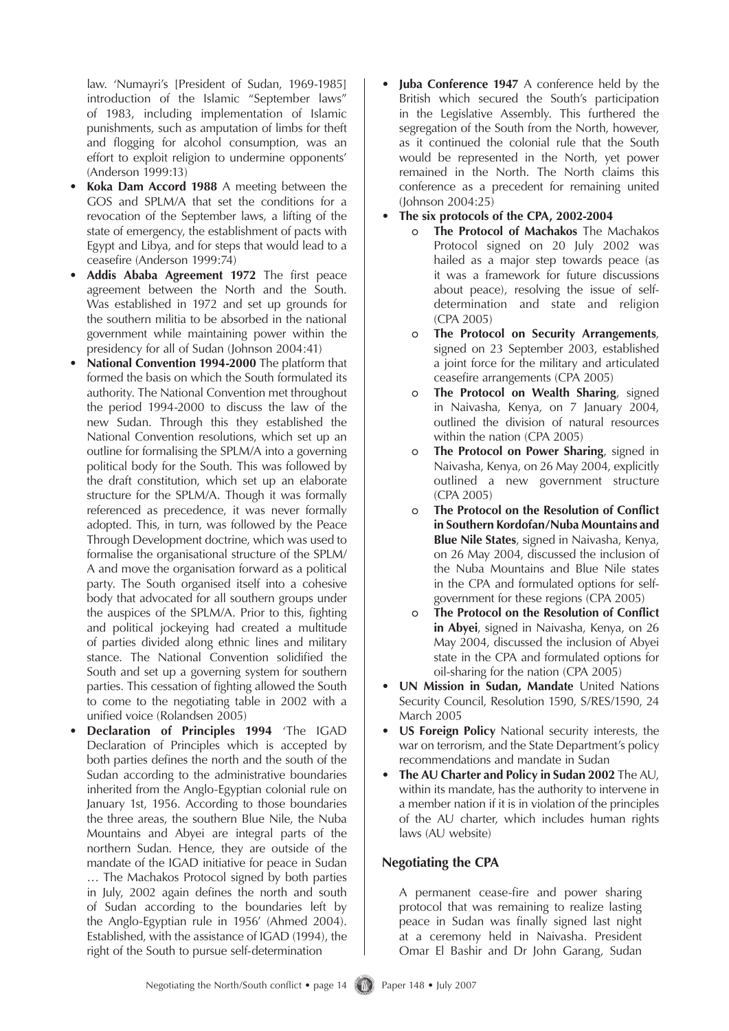law. 'Numayri's [President of Sudan, 1969-1985] introduction of the Islamic "September laws" of 1983, including implementation of Islamic punishments, such as amputation of limbs for theft and flogging for alcohol consumption, was an effort to exploit religion to undermine opponents' (Anderson 1999:13)

- **Koka Dam Accord 1988** A meeting between the GOS and SPLM/A that set the conditions for a revocation of the September laws, a lifting of the state of emergency, the establishment of pacts with Egypt and Libya, and for steps that would lead to a ceasefire (Anderson 1999:74)
- **Addis Ababa Agreement 1972** The first peace agreement between the North and the South. Was established in 1972 and set up grounds for the southern militia to be absorbed in the national government while maintaining power within the presidency for all of Sudan (Johnson 2004:41)
- **National Convention 1994-2000** The platform that formed the basis on which the South formulated its authority. The National Convention met throughout the period 1994-2000 to discuss the law of the new Sudan. Through this they established the National Convention resolutions, which set up an outline for formalising the SPLM/A into a governing political body for the South. This was followed by the draft constitution, which set up an elaborate structure for the SPLM/A. Though it was formally referenced as precedence, it was never formally adopted. This, in turn, was followed by the Peace Through Development doctrine, which was used to formalise the organisational structure of the SPLM/A and move the organisation forward as a political party. The South organised itself into a cohesive body that advocated for all southern groups under the auspices of the SPLM/A. Prior to this, fighting and political jockeying had created a multitude of parties divided along ethnic lines and military stance. The National Convention solidified the South and set up a governing system for southern parties. This cessation of fighting allowed the South to come to the negotiating table in 2002 with a unified voice (Rolandsen 2005)
- **Declaration of Principles 1994** 'The IGAD Declaration of Principles which is accepted by both parties defines the north and the south of the Sudan according to the administrative boundaries inherited from the Anglo-Egyptian colonial rule on January 1st, 1956. According to those boundaries the three areas, the southern Blue Nile, the Nuba Mountains and Abyei are integral parts of the northern Sudan. Hence, they are outside of the mandate of the IGAD initiative for peace in Sudan … The Machakos Protocol signed by both parties in July, 2002 again defines the north and south of Sudan according to the boundaries left by the Anglo-Egyptian rule in 1956' (Ahmed 2004). Established, with the assistance of IGAD (1994), the right of the South to pursue self-determination
- **Juba Conference 1947** A conference held by the British which secured the South's participation in the Legislative Assembly. This furthered the segregation of the South from the North, however, as it continued the colonial rule that the South would be represented in the North, yet power remained in the North. The North claims this conference as a precedent for remaining united (Johnson 2004:25)
- **The six protocols of the CPA, 2002-2004**
  - **The Protocol of Machakos** The Machakos Protocol signed on 20 July 2002 was hailed as a major step towards peace (as it was a framework for future discussions about peace), resolving the issue of self-determination and state and religion (CPA 2005)
  - **The Protocol on Security Arrangements**, signed on 23 September 2003, established a joint force for the military and articulated ceasefire arrangements (CPA 2005)
  - **The Protocol on Wealth Sharing**, signed in Naivasha, Kenya, on 7 January 2004, outlined the division of natural resources within the nation (CPA 2005)
  - **The Protocol on Power Sharing**, signed in Naivasha, Kenya, on 26 May 2004, explicitly outlined a new government structure (CPA 2005)
  - **The Protocol on the Resolution of Conflict in Southern Kordofan/Nuba Mountains and Blue Nile States**, signed in Naivasha, Kenya, on 26 May 2004, discussed the inclusion of the Nuba Mountains and Blue Nile states in the CPA and formulated options for self-government for these regions (CPA 2005)
  - **The Protocol on the Resolution of Conflict in Abyei**, signed in Naivasha, Kenya, on 26 May 2004, discussed the inclusion of Abyei state in the CPA and formulated options for oil-sharing for the nation (CPA 2005)
- **UN Mission in Sudan, Mandate** United Nations Security Council, Resolution 1590, S/RES/1590, 24 March 2005
- **US Foreign Policy** National security interests, the war on terrorism, and the State Department's policy recommendations and mandate in Sudan
- **The AU Charter and Policy in Sudan 2002** The AU, within its mandate, has the authority to intervene in a member nation if it is in violation of the principles of the AU charter, which includes human rights laws (AU website)

## Negotiating the CPA

A permanent cease-fire and power sharing protocol that was remaining to realize lasting peace in Sudan was finally signed last night at a ceremony held in Naivasha. President Omar El Bashir and Dr John Garang, Sudan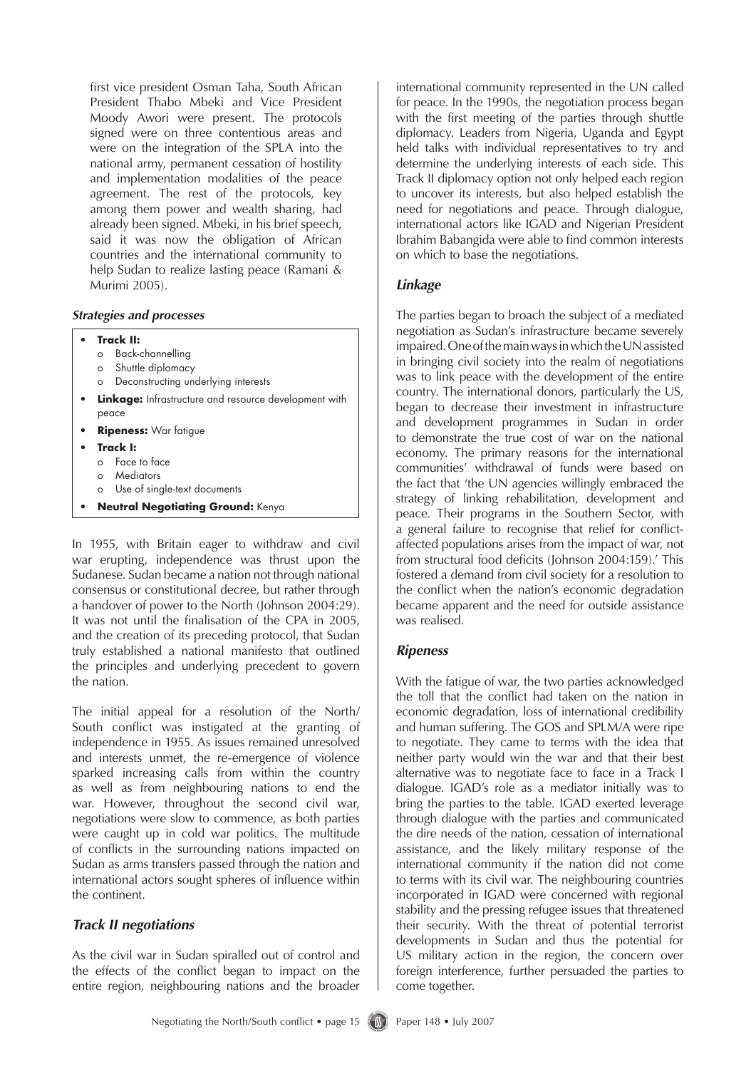first vice president Osman Taha, South African President Thabo Mbeki and Vice President Moody Awori were present. The protocols signed were on three contentious areas and were on the integration of the SPLA into the national army, permanent cessation of hostility and implementation modalities of the peace agreement. The rest of the protocols, key among them power and wealth sharing, had already been signed. Mbeki, in his brief speech, said it was now the obligation of African countries and the international community to help Sudan to realize lasting peace (Ramani & Murimi 2005).

#### *Strategies and processes*

- **Track II:**
  - o Back-channelling
  - o Shuttle diplomacy
  - o Deconstructing underlying interests
- **Linkage:** Infrastructure and resource development with peace
- **Ripeness:** War fatigue
- **Track I:**
  - o Face to face
  - o Mediators
  - o Use of single-text documents
- **Neutral Negotiating Ground:** Kenya

In 1955, with Britain eager to withdraw and civil war erupting, independence was thrust upon the Sudanese. Sudan became a nation not through national consensus or constitutional decree, but rather through a handover of power to the North (Johnson 2004:29). It was not until the finalisation of the CPA in 2005, and the creation of its preceding protocol, that Sudan truly established a national manifesto that outlined the principles and underlying precedent to govern the nation.

The initial appeal for a resolution of the North/South conflict was instigated at the granting of independence in 1955. As issues remained unresolved and interests unmet, the re-emergence of violence sparked increasing calls from within the country as well as from neighbouring nations to end the war. However, throughout the second civil war, negotiations were slow to commence, as both parties were caught up in cold war politics. The multitude of conflicts in the surrounding nations impacted on Sudan as arms transfers passed through the nation and international actors sought spheres of influence within the continent.

### *Track II negotiations*

As the civil war in Sudan spiralled out of control and the effects of the conflict began to impact on the entire region, neighbouring nations and the broader international community represented in the UN called for peace. In the 1990s, the negotiation process began with the first meeting of the parties through shuttle diplomacy. Leaders from Nigeria, Uganda and Egypt held talks with individual representatives to try and determine the underlying interests of each side. This Track II diplomacy option not only helped each region to uncover its interests, but also helped establish the need for negotiations and peace. Through dialogue, international actors like IGAD and Nigerian President Ibrahim Babangida were able to find common interests on which to base the negotiations.

### *Linkage*

The parties began to broach the subject of a mediated negotiation as Sudan's infrastructure became severely impaired. One of the main ways in which the UN assisted in bringing civil society into the realm of negotiations was to link peace with the development of the entire country. The international donors, particularly the US, began to decrease their investment in infrastructure and development programmes in Sudan in order to demonstrate the true cost of war on the national economy. The primary reasons for the international communities' withdrawal of funds were based on the fact that 'the UN agencies willingly embraced the strategy of linking rehabilitation, development and peace. Their programs in the Southern Sector, with a general failure to recognise that relief for conflict-affected populations arises from the impact of war, not from structural food deficits (Johnson 2004:159).' This fostered a demand from civil society for a resolution to the conflict when the nation's economic degradation became apparent and the need for outside assistance was realised.

### *Ripeness*

With the fatigue of war, the two parties acknowledged the toll that the conflict had taken on the nation in economic degradation, loss of international credibility and human suffering. The GOS and SPLM/A were ripe to negotiate. They came to terms with the idea that neither party would win the war and that their best alternative was to negotiate face to face in a Track I dialogue. IGAD's role as a mediator initially was to bring the parties to the table. IGAD exerted leverage through dialogue with the parties and communicated the dire needs of the nation, cessation of international assistance, and the likely military response of the international community if the nation did not come to terms with its civil war. The neighbouring countries incorporated in IGAD were concerned with regional stability and the pressing refugee issues that threatened their security. With the threat of potential terrorist developments in Sudan and thus the potential for US military action in the region, the concern over foreign interference, further persuaded the parties to come together.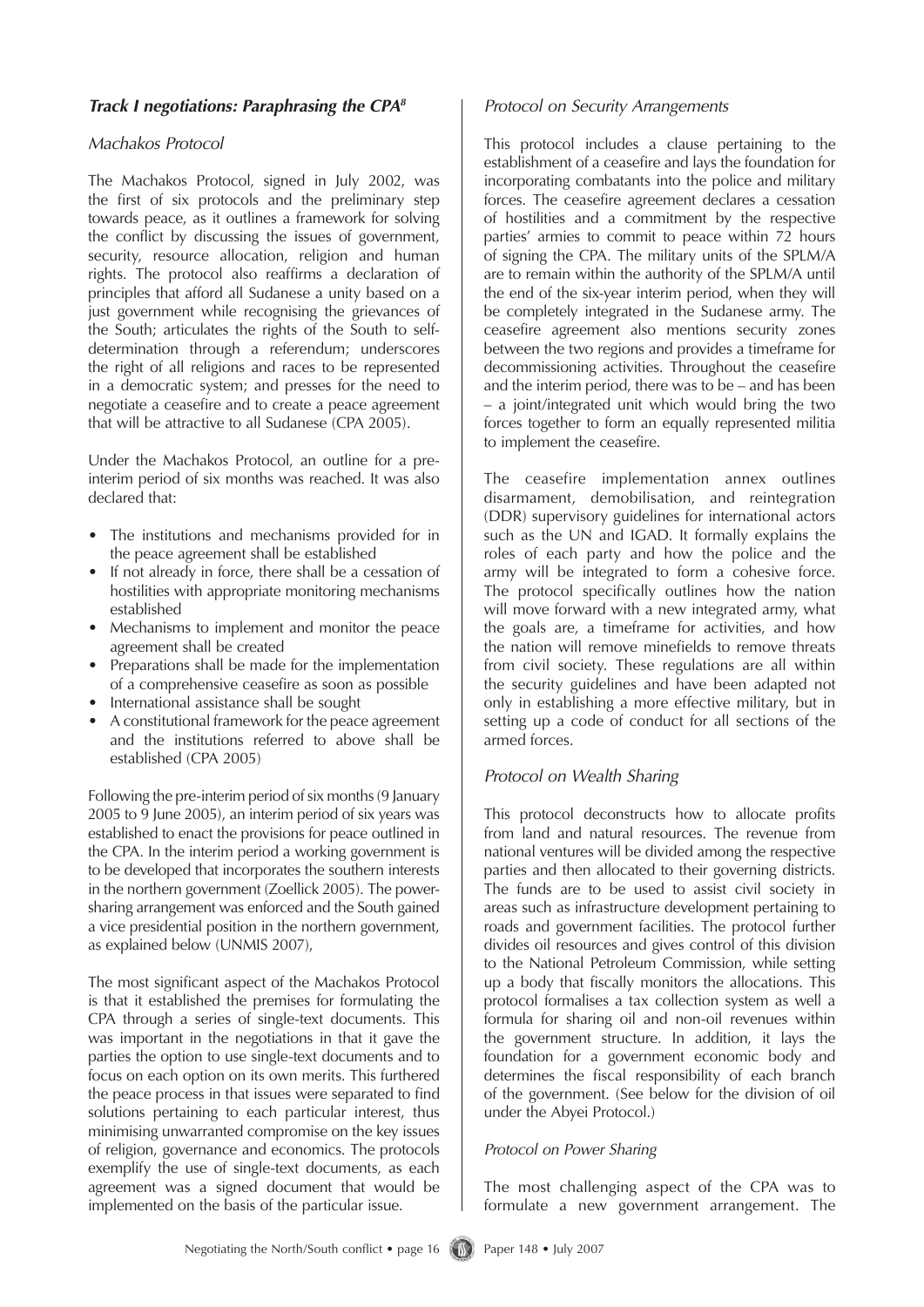### *Track I negotiations: Paraphrasing the CPA*[8]

#### *Machakos Protocol*

The Machakos Protocol, signed in July 2002, was the first of six protocols and the preliminary step towards peace, as it outlines a framework for solving the conflict by discussing the issues of government, security, resource allocation, religion and human rights. The protocol also reaffirms a declaration of principles that afford all Sudanese a unity based on a just government while recognising the grievances of the South; articulates the rights of the South to self-determination through a referendum; underscores the right of all religions and races to be represented in a democratic system; and presses for the need to negotiate a ceasefire and to create a peace agreement that will be attractive to all Sudanese (CPA 2005).

Under the Machakos Protocol, an outline for a pre-interim period of six months was reached. It was also declared that:

- The institutions and mechanisms provided for in the peace agreement shall be established
- If not already in force, there shall be a cessation of hostilities with appropriate monitoring mechanisms established
- Mechanisms to implement and monitor the peace agreement shall be created
- Preparations shall be made for the implementation of a comprehensive ceasefire as soon as possible
- International assistance shall be sought
- A constitutional framework for the peace agreement and the institutions referred to above shall be established (CPA 2005)

Following the pre-interim period of six months (9 January 2005 to 9 June 2005), an interim period of six years was established to enact the provisions for peace outlined in the CPA. In the interim period a working government is to be developed that incorporates the southern interests in the northern government (Zoellick 2005). The power-sharing arrangement was enforced and the South gained a vice presidential position in the northern government, as explained below (UNMIS 2007),

The most significant aspect of the Machakos Protocol is that it established the premises for formulating the CPA through a series of single-text documents. This was important in the negotiations in that it gave the parties the option to use single-text documents and to focus on each option on its own merits. This furthered the peace process in that issues were separated to find solutions pertaining to each particular interest, thus minimising unwarranted compromise on the key issues of religion, governance and economics. The protocols exemplify the use of single-text documents, as each agreement was a signed document that would be implemented on the basis of the particular issue.

#### *Protocol on Security Arrangements*

This protocol includes a clause pertaining to the establishment of a ceasefire and lays the foundation for incorporating combatants into the police and military forces. The ceasefire agreement declares a cessation of hostilities and a commitment by the respective parties' armies to commit to peace within 72 hours of signing the CPA. The military units of the SPLM/A are to remain within the authority of the SPLM/A until the end of the six-year interim period, when they will be completely integrated in the Sudanese army. The ceasefire agreement also mentions security zones between the two regions and provides a timeframe for decommissioning activities. Throughout the ceasefire and the interim period, there was to be – and has been – a joint/integrated unit which would bring the two forces together to form an equally represented militia to implement the ceasefire.

The ceasefire implementation annex outlines disarmament, demobilisation, and reintegration (DDR) supervisory guidelines for international actors such as the UN and IGAD. It formally explains the roles of each party and how the police and the army will be integrated to form a cohesive force. The protocol specifically outlines how the nation will move forward with a new integrated army, what the goals are, a timeframe for activities, and how the nation will remove minefields to remove threats from civil society. These regulations are all within the security guidelines and have been adapted not only in establishing a more effective military, but in setting up a code of conduct for all sections of the armed forces.

#### *Protocol on Wealth Sharing*

This protocol deconstructs how to allocate profits from land and natural resources. The revenue from national ventures will be divided among the respective parties and then allocated to their governing districts. The funds are to be used to assist civil society in areas such as infrastructure development pertaining to roads and government facilities. The protocol further divides oil resources and gives control of this division to the National Petroleum Commission, while setting up a body that fiscally monitors the allocations. This protocol formalises a tax collection system as well a formula for sharing oil and non-oil revenues within the government structure. In addition, it lays the foundation for a government economic body and determines the fiscal responsibility of each branch of the government. (See below for the division of oil under the Abyei Protocol.)

#### *Protocol on Power Sharing*

The most challenging aspect of the CPA was to formulate a new government arrangement. The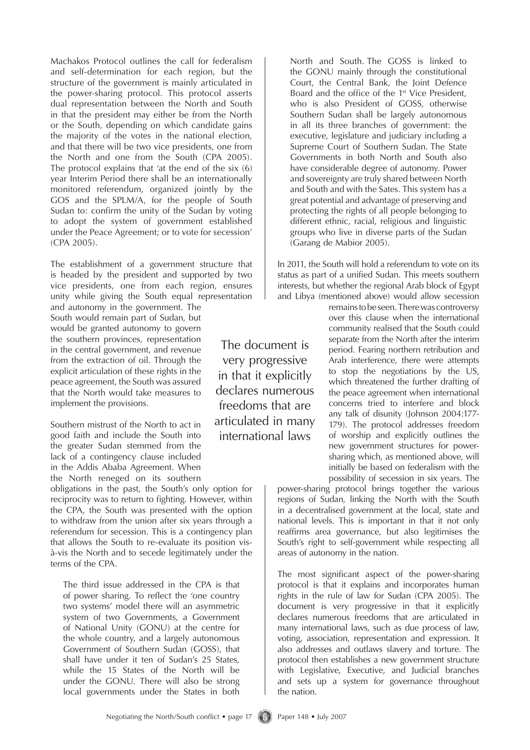Machakos Protocol outlines the call for federalism and self-determination for each region, but the structure of the government is mainly articulated in the power-sharing protocol. This protocol asserts dual representation between the North and South in that the president may either be from the North or the South, depending on which candidate gains the majority of the votes in the national election, and that there will be two vice presidents, one from the North and one from the South (CPA 2005). The protocol explains that 'at the end of the six (6) year Interim Period there shall be an internationally monitored referendum, organized jointly by the GOS and the SPLM/A, for the people of South Sudan to: confirm the unity of the Sudan by voting to adopt the system of government established under the Peace Agreement; or to vote for secession' (CPA 2005).

The establishment of a government structure that is headed by the president and supported by two vice presidents, one from each region, ensures unity while giving the South equal representation and autonomy in the government. The South would remain part of Sudan, but would be granted autonomy to govern the southern provinces, representation in the central government, and revenue from the extraction of oil. Through the explicit articulation of these rights in the peace agreement, the South was assured that the North would take measures to implement the provisions.

Southern mistrust of the North to act in good faith and include the South into the greater Sudan stemmed from the lack of a contingency clause included in the Addis Ababa Agreement. When the North reneged on its southern obligations in the past, the South's only option for reciprocity was to return to fighting. However, within the CPA, the South was presented with the option to withdraw from the union after six years through a referendum for secession. This is a contingency plan that allows the South to re-evaluate its position vis-à-vis the North and to secede legitimately under the terms of the CPA.

> The third issue addressed in the CPA is that of power sharing. To reflect the 'one country two systems' model there will an asymmetric system of two Governments, a Government of National Unity (GONU) at the centre for the whole country, and a largely autonomous Government of Southern Sudan (GOSS), that shall have under it ten of Sudan's 25 States, while the 15 States of the North will be under the GONU. There will also be strong local governments under the States in both North and South. The GOSS is linked to the GONU mainly through the constitutional Court, the Central Bank, the Joint Defence Board and the office of the 1st Vice President, who is also President of GOSS, otherwise Southern Sudan shall be largely autonomous in all its three branches of government: the executive, legislature and judiciary including a Supreme Court of Southern Sudan. The State Governments in both North and South also have considerable degree of autonomy. Power and sovereignty are truly shared between North and South and with the Sates. This system has a great potential and advantage of preserving and protecting the rights of all people belonging to different ethnic, racial, religious and linguistic groups who live in diverse parts of the Sudan (Garang de Mabior 2005).

In 2011, the South will hold a referendum to vote on its status as part of a unified Sudan. This meets southern interests, but whether the regional Arab block of Egypt and Libya (mentioned above) would allow secession remains to be seen. There was controversy over this clause when the international community realised that the South could separate from the North after the interim period. Fearing northern retribution and Arab interference, there were attempts to stop the negotiations by the US, which threatened the further drafting of the peace agreement when international concerns tried to interfere and block any talk of disunity (Johnson 2004:177-179). The protocol addresses freedom of worship and explicitly outlines the new government structures for power-sharing which, as mentioned above, will initially be based on federalism with the possibility of secession in six years. The power-sharing protocol brings together the various regions of Sudan, linking the North with the South in a decentralised government at the local, state and national levels. This is important in that it not only reaffirms area governance, but also legitimises the South's right to self-government while respecting all areas of autonomy in the nation.

The most significant aspect of the power-sharing protocol is that it explains and incorporates human rights in the rule of law for Sudan (CPA 2005). The document is very progressive in that it explicitly declares numerous freedoms that are articulated in many international laws, such as due process of law, voting, association, representation and expression. It also addresses and outlaws slavery and torture. The protocol then establishes a new government structure with Legislative, Executive, and Judicial branches and sets up a system for governance throughout the nation.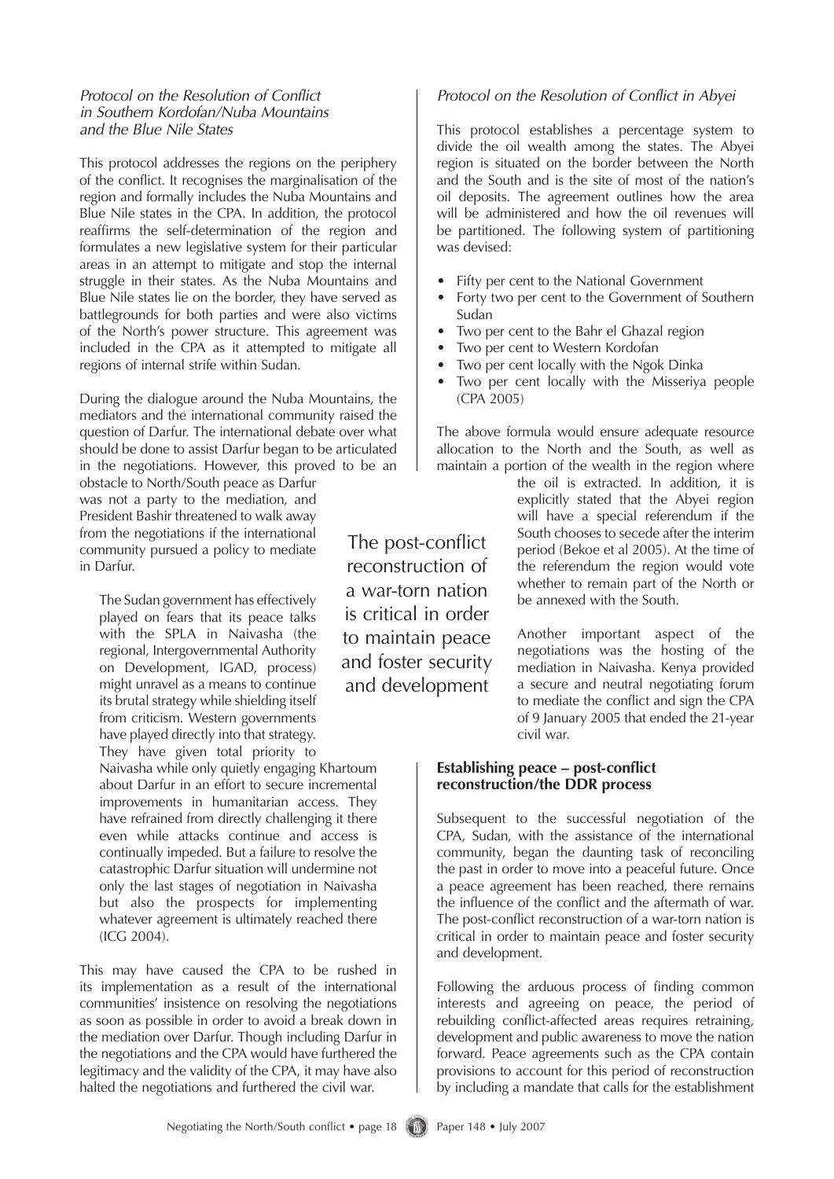*Protocol on the Resolution of Conflict in Southern Kordofan/Nuba Mountains and the Blue Nile States*

This protocol addresses the regions on the periphery of the conflict. It recognises the marginalisation of the region and formally includes the Nuba Mountains and Blue Nile states in the CPA. In addition, the protocol reaffirms the self-determination of the region and formulates a new legislative system for their particular areas in an attempt to mitigate and stop the internal struggle in their states. As the Nuba Mountains and Blue Nile states lie on the border, they have served as battlegrounds for both parties and were also victims of the North's power structure. This agreement was included in the CPA as it attempted to mitigate all regions of internal strife within Sudan.

During the dialogue around the Nuba Mountains, the mediators and the international community raised the question of Darfur. The international debate over what should be done to assist Darfur began to be articulated in the negotiations. However, this proved to be an obstacle to North/South peace as Darfur was not a party to the mediation, and President Bashir threatened to walk away from the negotiations if the international community pursued a policy to mediate in Darfur.

> The Sudan government has effectively played on fears that its peace talks with the SPLA in Naivasha (the regional, Intergovernmental Authority on Development, IGAD, process) might unravel as a means to continue its brutal strategy while shielding itself from criticism. Western governments have played directly into that strategy. They have given total priority to Naivasha while only quietly engaging Khartoum about Darfur in an effort to secure incremental improvements in humanitarian access. They have refrained from directly challenging it there even while attacks continue and access is continually impeded. But a failure to resolve the catastrophic Darfur situation will undermine not only the last stages of negotiation in Naivasha but also the prospects for implementing whatever agreement is ultimately reached there (ICG 2004).

This may have caused the CPA to be rushed in its implementation as a result of the international communities' insistence on resolving the negotiations as soon as possible in order to avoid a break down in the mediation over Darfur. Though including Darfur in the negotiations and the CPA would have furthered the legitimacy and the validity of the CPA, it may have also halted the negotiations and furthered the civil war.

*Protocol on the Resolution of Conflict in Abyei*

This protocol establishes a percentage system to divide the oil wealth among the states. The Abyei region is situated on the border between the North and the South and is the site of most of the nation's oil deposits. The agreement outlines how the area will be administered and how the oil revenues will be partitioned. The following system of partitioning was devised:

- Fifty per cent to the National Government
- Forty two per cent to the Government of Southern Sudan
- Two per cent to the Bahr el Ghazal region
- Two per cent to Western Kordofan
- Two per cent locally with the Ngok Dinka
- Two per cent locally with the Misseriya people (CPA 2005)

The above formula would ensure adequate resource allocation to the North and the South, as well as maintain a portion of the wealth in the region where the oil is extracted. In addition, it is explicitly stated that the Abyei region will have a special referendum if the South chooses to secede after the interim period (Bekoe et al 2005). At the time of the referendum the region would vote whether to remain part of the North or be annexed with the South.

Another important aspect of the negotiations was the hosting of the mediation in Naivasha. Kenya provided a secure and neutral negotiating forum to mediate the conflict and sign the CPA of 9 January 2005 that ended the 21-year civil war.

The post-conflict reconstruction of a war-torn nation is critical in order to maintain peace and foster security and development

**Establishing peace – post-conflict reconstruction/the DDR process**

Subsequent to the successful negotiation of the CPA, Sudan, with the assistance of the international community, began the daunting task of reconciling the past in order to move into a peaceful future. Once a peace agreement has been reached, there remains the influence of the conflict and the aftermath of war. The post-conflict reconstruction of a war-torn nation is critical in order to maintain peace and foster security and development.

Following the arduous process of finding common interests and agreeing on peace, the period of rebuilding conflict-affected areas requires retraining, development and public awareness to move the nation forward. Peace agreements such as the CPA contain provisions to account for this period of reconstruction by including a mandate that calls for the establishment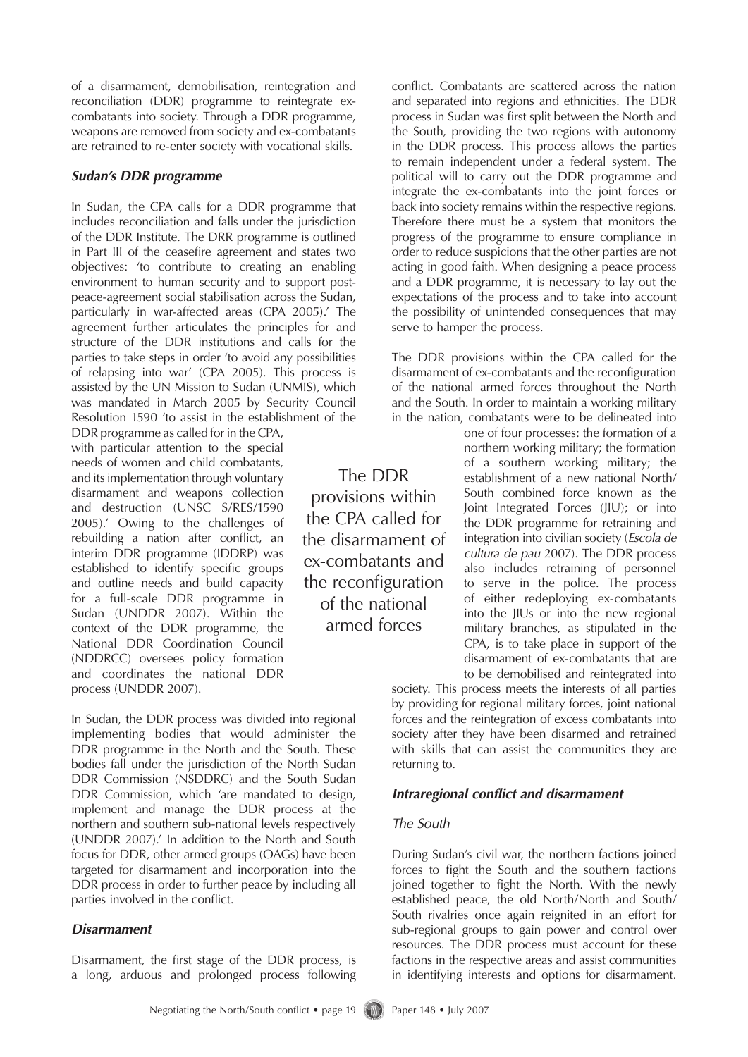of a disarmament, demobilisation, reintegration and reconciliation (DDR) programme to reintegrate ex-combatants into society. Through a DDR programme, weapons are removed from society and ex-combatants are retrained to re-enter society with vocational skills.

### *Sudan's DDR programme*

In Sudan, the CPA calls for a DDR programme that includes reconciliation and falls under the jurisdiction of the DDR Institute. The DRR programme is outlined in Part III of the ceasefire agreement and states two objectives: 'to contribute to creating an enabling environment to human security and to support post-peace-agreement social stabilisation across the Sudan, particularly in war-affected areas (CPA 2005).' The agreement further articulates the principles for and structure of the DDR institutions and calls for the parties to take steps in order 'to avoid any possibilities of relapsing into war' (CPA 2005). This process is assisted by the UN Mission to Sudan (UNMIS), which was mandated in March 2005 by Security Council Resolution 1590 'to assist in the establishment of the DDR programme as called for in the CPA, with particular attention to the special needs of women and child combatants, and its implementation through voluntary disarmament and weapons collection and destruction (UNSC S/RES/1590 2005).' Owing to the challenges of rebuilding a nation after conflict, an interim DDR programme (IDDRP) was established to identify specific groups and outline needs and build capacity for a full-scale DDR programme in Sudan (UNDDR 2007). Within the context of the DDR programme, the National DDR Coordination Council (NDDRCC) oversees policy formation and coordinates the national DDR process (UNDDR 2007).

In Sudan, the DDR process was divided into regional implementing bodies that would administer the DDR programme in the North and the South. These bodies fall under the jurisdiction of the North Sudan DDR Commission (NSDDRC) and the South Sudan DDR Commission, which 'are mandated to design, implement and manage the DDR process at the northern and southern sub-national levels respectively (UNDDR 2007).' In addition to the North and South focus for DDR, other armed groups (OAGs) have been targeted for disarmament and incorporation into the DDR process in order to further peace by including all parties involved in the conflict.

### *Disarmament*

Disarmament, the first stage of the DDR process, is a long, arduous and prolonged process following conflict. Combatants are scattered across the nation and separated into regions and ethnicities. The DDR process in Sudan was first split between the North and the South, providing the two regions with autonomy in the DDR process. This process allows the parties to remain independent under a federal system. The political will to carry out the DDR programme and integrate the ex-combatants into the joint forces or back into society remains within the respective regions. Therefore there must be a system that monitors the progress of the programme to ensure compliance in order to reduce suspicions that the other parties are not acting in good faith. When designing a peace process and a DDR programme, it is necessary to lay out the expectations of the process and to take into account the possibility of unintended consequences that may serve to hamper the process.

The DDR provisions within the CPA called for the disarmament of ex-combatants and the reconfiguration of the national armed forces throughout the North and the South. In order to maintain a working military in the nation, combatants were to be delineated into one of four processes: the formation of a northern working military; the formation of a southern working military; the establishment of a new national North/South combined force known as the Joint Integrated Forces (JIU); or into the DDR programme for retraining and integration into civilian society (*Escola de cultura de pau* 2007). The DDR process also includes retraining of personnel to serve in the police. The process of either redeploying ex-combatants into the JIUs or into the new regional military branches, as stipulated in the CPA, is to take place in support of the disarmament of ex-combatants that are to be demobilised and reintegrated into society. This process meets the interests of all parties by providing for regional military forces, joint national forces and the reintegration of excess combatants into society after they have been disarmed and retrained with skills that can assist the communities they are returning to.

> The DDR provisions within the CPA called for the disarmament of ex-combatants and the reconfiguration of the national armed forces

### *Intraregional conflict and disarmament*

#### *The South*

During Sudan's civil war, the northern factions joined forces to fight the South and the southern factions joined together to fight the North. With the newly established peace, the old North/North and South/South rivalries once again reignited in an effort for sub-regional groups to gain power and control over resources. The DDR process must account for these factions in the respective areas and assist communities in identifying interests and options for disarmament.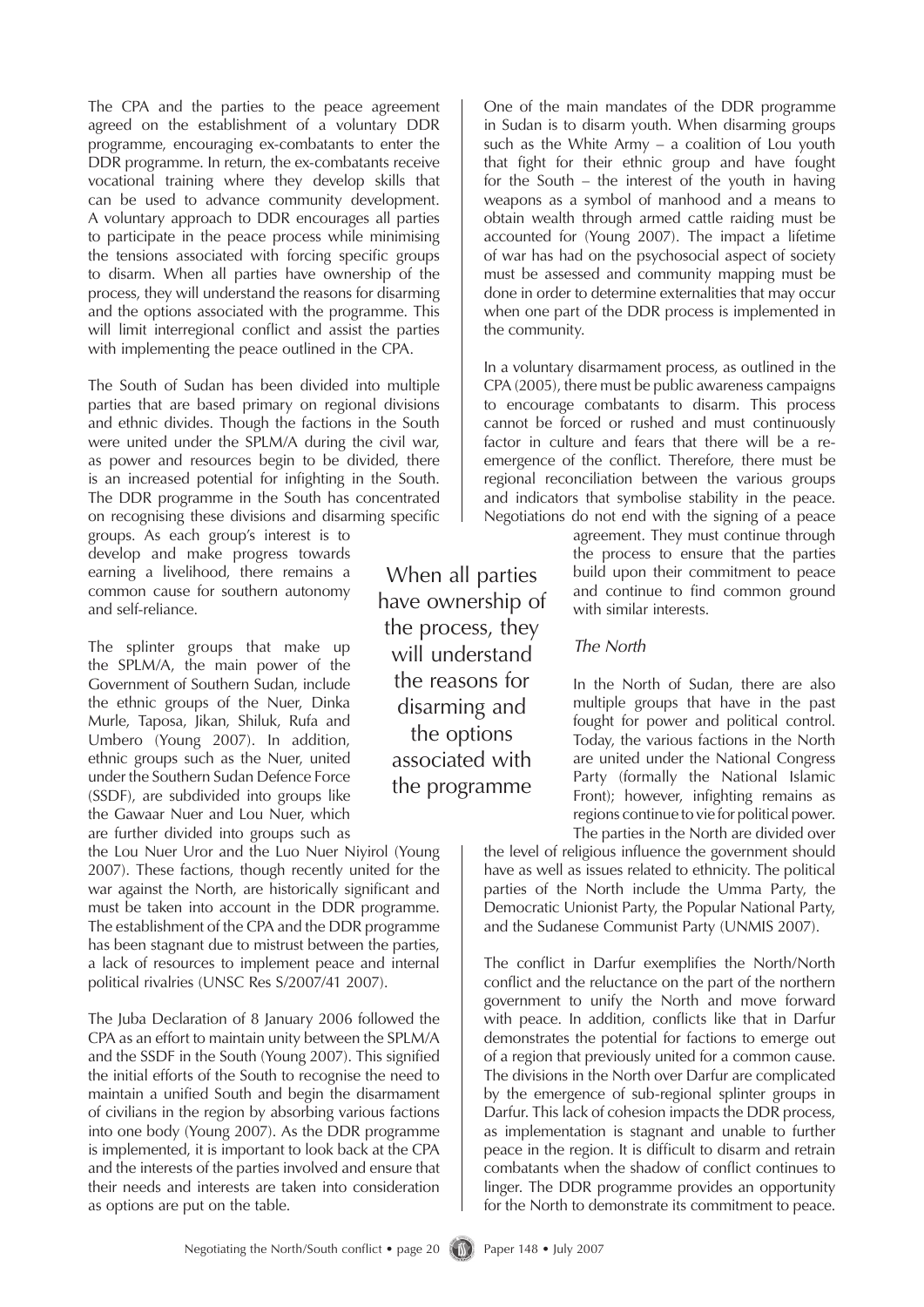The CPA and the parties to the peace agreement agreed on the establishment of a voluntary DDR programme, encouraging ex-combatants to enter the DDR programme. In return, the ex-combatants receive vocational training where they develop skills that can be used to advance community development. A voluntary approach to DDR encourages all parties to participate in the peace process while minimising the tensions associated with forcing specific groups to disarm. When all parties have ownership of the process, they will understand the reasons for disarming and the options associated with the programme. This will limit interregional conflict and assist the parties with implementing the peace outlined in the CPA.

The South of Sudan has been divided into multiple parties that are based primary on regional divisions and ethnic divides. Though the factions in the South were united under the SPLM/A during the civil war, as power and resources begin to be divided, there is an increased potential for infighting in the South. The DDR programme in the South has concentrated on recognising these divisions and disarming specific groups. As each group's interest is to develop and make progress towards earning a livelihood, there remains a common cause for southern autonomy and self-reliance.

The splinter groups that make up the SPLM/A, the main power of the Government of Southern Sudan, include the ethnic groups of the Nuer, Dinka Murle, Taposa, Jikan, Shiluk, Rufa and Umbero (Young 2007). In addition, ethnic groups such as the Nuer, united under the Southern Sudan Defence Force (SSDF), are subdivided into groups like the Gawaar Nuer and Lou Nuer, which are further divided into groups such as the Lou Nuer Uror and the Luo Nuer Niyirol (Young 2007). These factions, though recently united for the war against the North, are historically significant and must be taken into account in the DDR programme. The establishment of the CPA and the DDR programme has been stagnant due to mistrust between the parties, a lack of resources to implement peace and internal political rivalries (UNSC Res S/2007/41 2007).

The Juba Declaration of 8 January 2006 followed the CPA as an effort to maintain unity between the SPLM/A and the SSDF in the South (Young 2007). This signified the initial efforts of the South to recognise the need to maintain a unified South and begin the disarmament of civilians in the region by absorbing various factions into one body (Young 2007). As the DDR programme is implemented, it is important to look back at the CPA and the interests of the parties involved and ensure that their needs and interests are taken into consideration as options are put on the table.

One of the main mandates of the DDR programme in Sudan is to disarm youth. When disarming groups such as the White Army – a coalition of Lou youth that fight for their ethnic group and have fought for the South – the interest of the youth in having weapons as a symbol of manhood and a means to obtain wealth through armed cattle raiding must be accounted for (Young 2007). The impact a lifetime of war has had on the psychosocial aspect of society must be assessed and community mapping must be done in order to determine externalities that may occur when one part of the DDR process is implemented in the community.

In a voluntary disarmament process, as outlined in the CPA (2005), there must be public awareness campaigns to encourage combatants to disarm. This process cannot be forced or rushed and must continuously factor in culture and fears that there will be a re-emergence of the conflict. Therefore, there must be regional reconciliation between the various groups and indicators that symbolise stability in the peace. Negotiations do not end with the signing of a peace agreement. They must continue through the process to ensure that the parties build upon their commitment to peace and continue to find common ground with similar interests.

*The North*

In the North of Sudan, there are also multiple groups that have in the past fought for power and political control. Today, the various factions in the North are united under the National Congress Party (formally the National Islamic Front); however, infighting remains as regions continue to vie for political power. The parties in the North are divided over the level of religious influence the government should have as well as issues related to ethnicity. The political parties of the North include the Umma Party, the Democratic Unionist Party, the Popular National Party, and the Sudanese Communist Party (UNMIS 2007).

The conflict in Darfur exemplifies the North/North conflict and the reluctance on the part of the northern government to unify the North and move forward with peace. In addition, conflicts like that in Darfur demonstrates the potential for factions to emerge out of a region that previously united for a common cause. The divisions in the North over Darfur are complicated by the emergence of sub-regional splinter groups in Darfur. This lack of cohesion impacts the DDR process, as implementation is stagnant and unable to further peace in the region. It is difficult to disarm and retrain combatants when the shadow of conflict continues to linger. The DDR programme provides an opportunity for the North to demonstrate its commitment to peace.

When all parties have ownership of the process, they will understand the reasons for disarming and the options associated with the programme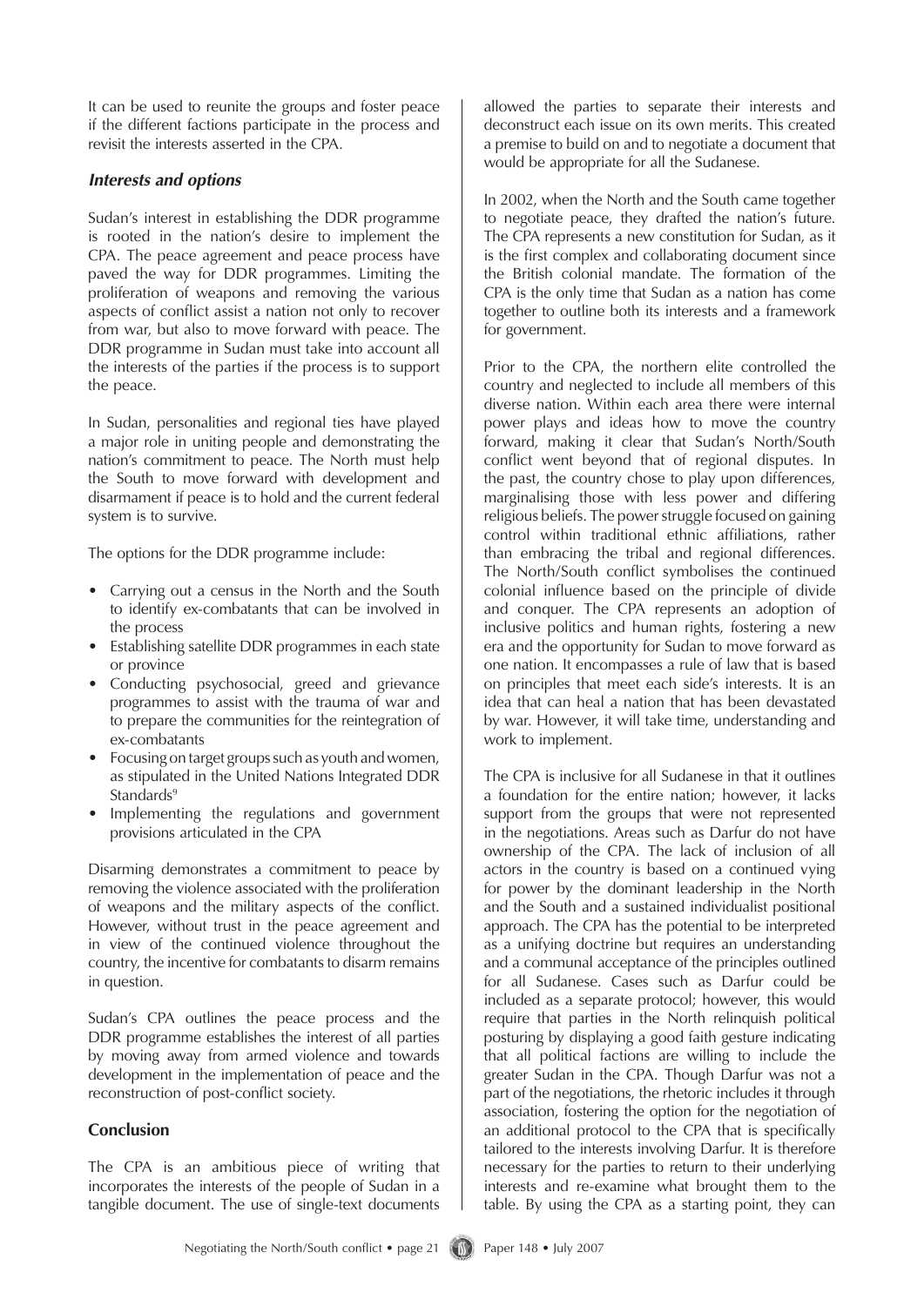It can be used to reunite the groups and foster peace if the different factions participate in the process and revisit the interests asserted in the CPA.

### *Interests and options*

Sudan's interest in establishing the DDR programme is rooted in the nation's desire to implement the CPA. The peace agreement and peace process have paved the way for DDR programmes. Limiting the proliferation of weapons and removing the various aspects of conflict assist a nation not only to recover from war, but also to move forward with peace. The DDR programme in Sudan must take into account all the interests of the parties if the process is to support the peace.

In Sudan, personalities and regional ties have played a major role in uniting people and demonstrating the nation's commitment to peace. The North must help the South to move forward with development and disarmament if peace is to hold and the current federal system is to survive.

The options for the DDR programme include:

- Carrying out a census in the North and the South to identify ex-combatants that can be involved in the process
- Establishing satellite DDR programmes in each state or province
- Conducting psychosocial, greed and grievance programmes to assist with the trauma of war and to prepare the communities for the reintegration of ex-combatants
- Focusing on target groups such as youth and women, as stipulated in the United Nations Integrated DDR Standards[9]
- Implementing the regulations and government provisions articulated in the CPA

Disarming demonstrates a commitment to peace by removing the violence associated with the proliferation of weapons and the military aspects of the conflict. However, without trust in the peace agreement and in view of the continued violence throughout the country, the incentive for combatants to disarm remains in question.

Sudan's CPA outlines the peace process and the DDR programme establishes the interest of all parties by moving away from armed violence and towards development in the implementation of peace and the reconstruction of post-conflict society.

## Conclusion

The CPA is an ambitious piece of writing that incorporates the interests of the people of Sudan in a tangible document. The use of single-text documents allowed the parties to separate their interests and deconstruct each issue on its own merits. This created a premise to build on and to negotiate a document that would be appropriate for all the Sudanese.

In 2002, when the North and the South came together to negotiate peace, they drafted the nation's future. The CPA represents a new constitution for Sudan, as it is the first complex and collaborating document since the British colonial mandate. The formation of the CPA is the only time that Sudan as a nation has come together to outline both its interests and a framework for government.

Prior to the CPA, the northern elite controlled the country and neglected to include all members of this diverse nation. Within each area there were internal power plays and ideas how to move the country forward, making it clear that Sudan's North/South conflict went beyond that of regional disputes. In the past, the country chose to play upon differences, marginalising those with less power and differing religious beliefs. The power struggle focused on gaining control within traditional ethnic affiliations, rather than embracing the tribal and regional differences. The North/South conflict symbolises the continued colonial influence based on the principle of divide and conquer. The CPA represents an adoption of inclusive politics and human rights, fostering a new era and the opportunity for Sudan to move forward as one nation. It encompasses a rule of law that is based on principles that meet each side's interests. It is an idea that can heal a nation that has been devastated by war. However, it will take time, understanding and work to implement.

The CPA is inclusive for all Sudanese in that it outlines a foundation for the entire nation; however, it lacks support from the groups that were not represented in the negotiations. Areas such as Darfur do not have ownership of the CPA. The lack of inclusion of all actors in the country is based on a continued vying for power by the dominant leadership in the North and the South and a sustained individualist positional approach. The CPA has the potential to be interpreted as a unifying doctrine but requires an understanding and a communal acceptance of the principles outlined for all Sudanese. Cases such as Darfur could be included as a separate protocol; however, this would require that parties in the North relinquish political posturing by displaying a good faith gesture indicating that all political factions are willing to include the greater Sudan in the CPA. Though Darfur was not a part of the negotiations, the rhetoric includes it through association, fostering the option for the negotiation of an additional protocol to the CPA that is specifically tailored to the interests involving Darfur. It is therefore necessary for the parties to return to their underlying interests and re-examine what brought them to the table. By using the CPA as a starting point, they can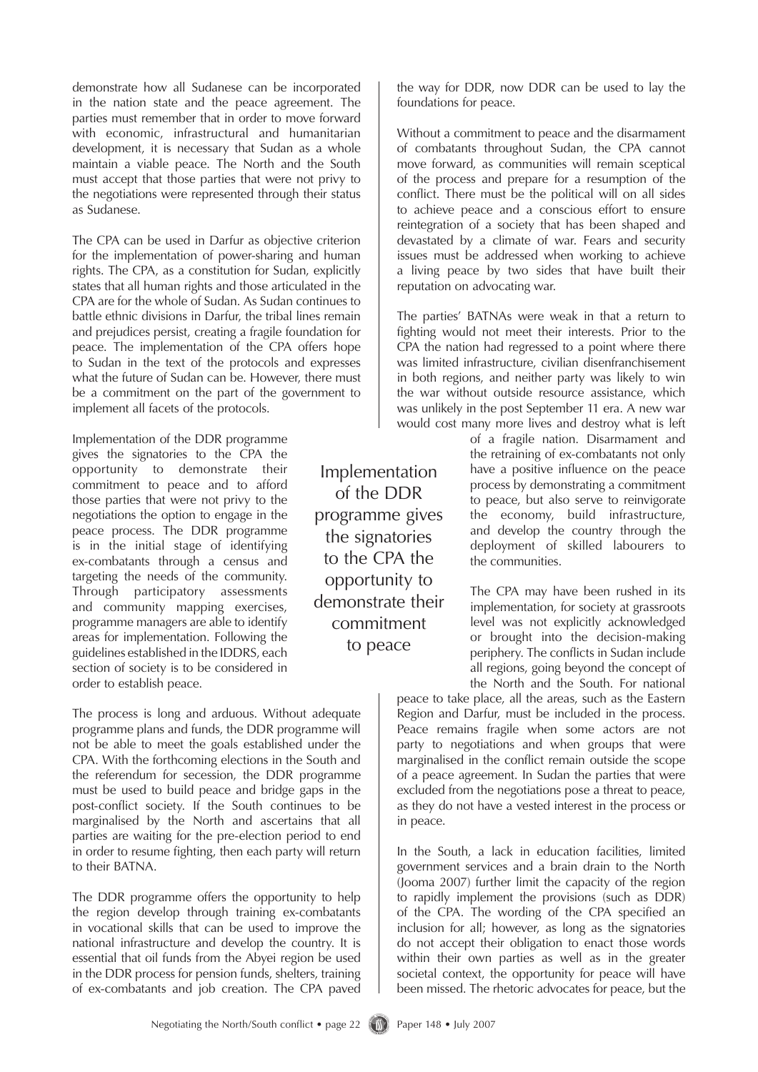demonstrate how all Sudanese can be incorporated in the nation state and the peace agreement. The parties must remember that in order to move forward with economic, infrastructural and humanitarian development, it is necessary that Sudan as a whole maintain a viable peace. The North and the South must accept that those parties that were not privy to the negotiations were represented through their status as Sudanese.

The CPA can be used in Darfur as objective criterion for the implementation of power-sharing and human rights. The CPA, as a constitution for Sudan, explicitly states that all human rights and those articulated in the CPA are for the whole of Sudan. As Sudan continues to battle ethnic divisions in Darfur, the tribal lines remain and prejudices persist, creating a fragile foundation for peace. The implementation of the CPA offers hope to Sudan in the text of the protocols and expresses what the future of Sudan can be. However, there must be a commitment on the part of the government to implement all facets of the protocols.

Implementation of the DDR programme gives the signatories to the CPA the opportunity to demonstrate their commitment to peace and to afford those parties that were not privy to the negotiations the option to engage in the peace process. The DDR programme is in the initial stage of identifying ex-combatants through a census and targeting the needs of the community. Through participatory assessments and community mapping exercises, programme managers are able to identify areas for implementation. Following the guidelines established in the IDDRS, each section of society is to be considered in order to establish peace.

The process is long and arduous. Without adequate programme plans and funds, the DDR programme will not be able to meet the goals established under the CPA. With the forthcoming elections in the South and the referendum for secession, the DDR programme must be used to build peace and bridge gaps in the post-conflict society. If the South continues to be marginalised by the North and ascertains that all parties are waiting for the pre-election period to end in order to resume fighting, then each party will return to their BATNA.

The DDR programme offers the opportunity to help the region develop through training ex-combatants in vocational skills that can be used to improve the national infrastructure and develop the country. It is essential that oil funds from the Abyei region be used in the DDR process for pension funds, shelters, training of ex-combatants and job creation. The CPA paved the way for DDR, now DDR can be used to lay the foundations for peace.

Without a commitment to peace and the disarmament of combatants throughout Sudan, the CPA cannot move forward, as communities will remain sceptical of the process and prepare for a resumption of the conflict. There must be the political will on all sides to achieve peace and a conscious effort to ensure reintegration of a society that has been shaped and devastated by a climate of war. Fears and security issues must be addressed when working to achieve a living peace by two sides that have built their reputation on advocating war.

The parties' BATNAs were weak in that a return to fighting would not meet their interests. Prior to the CPA the nation had regressed to a point where there was limited infrastructure, civilian disenfranchisement in both regions, and neither party was likely to win the war without outside resource assistance, which was unlikely in the post September 11 era. A new war would cost many more lives and destroy what is left of a fragile nation. Disarmament and the retraining of ex-combatants not only have a positive influence on the peace process by demonstrating a commitment to peace, but also serve to reinvigorate the economy, build infrastructure, and develop the country through the deployment of skilled labourers to the communities.

> Implementation of the DDR programme gives the signatories to the CPA the opportunity to demonstrate their commitment to peace

The CPA may have been rushed in its implementation, for society at grassroots level was not explicitly acknowledged or brought into the decision-making periphery. The conflicts in Sudan include all regions, going beyond the concept of the North and the South. For national peace to take place, all the areas, such as the Eastern Region and Darfur, must be included in the process. Peace remains fragile when some actors are not party to negotiations and when groups that were marginalised in the conflict remain outside the scope of a peace agreement. In Sudan the parties that were excluded from the negotiations pose a threat to peace, as they do not have a vested interest in the process or in peace.

In the South, a lack in education facilities, limited government services and a brain drain to the North (Jooma 2007) further limit the capacity of the region to rapidly implement the provisions (such as DDR) of the CPA. The wording of the CPA specified an inclusion for all; however, as long as the signatories do not accept their obligation to enact those words within their own parties as well as in the greater societal context, the opportunity for peace will have been missed. The rhetoric advocates for peace, but the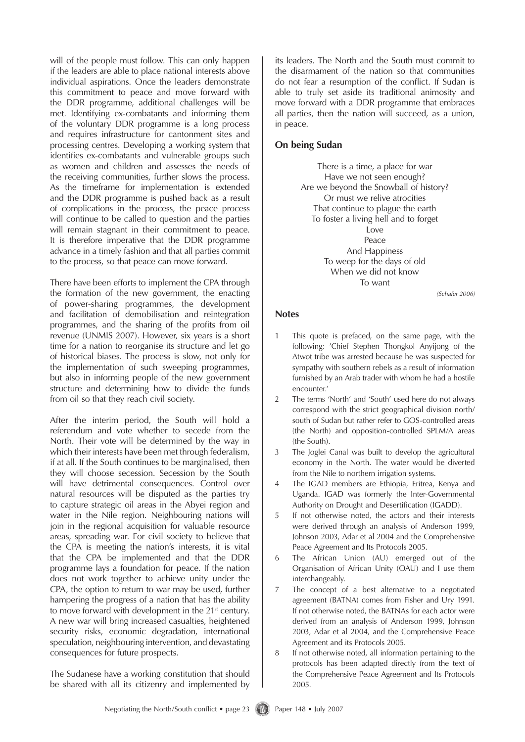will of the people must follow. This can only happen if the leaders are able to place national interests above individual aspirations. Once the leaders demonstrate this commitment to peace and move forward with the DDR programme, additional challenges will be met. Identifying ex-combatants and informing them of the voluntary DDR programme is a long process and requires infrastructure for cantonment sites and processing centres. Developing a working system that identifies ex-combatants and vulnerable groups such as women and children and assesses the needs of the receiving communities, further slows the process. As the timeframe for implementation is extended and the DDR programme is pushed back as a result of complications in the process, the peace process will continue to be called to question and the parties will remain stagnant in their commitment to peace. It is therefore imperative that the DDR programme advance in a timely fashion and that all parties commit to the process, so that peace can move forward.

There have been efforts to implement the CPA through the formation of the new government, the enacting of power-sharing programmes, the development and facilitation of demobilisation and reintegration programmes, and the sharing of the profits from oil revenue (UNMIS 2007). However, six years is a short time for a nation to reorganise its structure and let go of historical biases. The process is slow, not only for the implementation of such sweeping programmes, but also in informing people of the new government structure and determining how to divide the funds from oil so that they reach civil society.

After the interim period, the South will hold a referendum and vote whether to secede from the North. Their vote will be determined by the way in which their interests have been met through federalism, if at all. If the South continues to be marginalised, then they will choose secession. Secession by the South will have detrimental consequences. Control over natural resources will be disputed as the parties try to capture strategic oil areas in the Abyei region and water in the Nile region. Neighbouring nations will join in the regional acquisition for valuable resource areas, spreading war. For civil society to believe that the CPA is meeting the nation's interests, it is vital that the CPA be implemented and that the DDR programme lays a foundation for peace. If the nation does not work together to achieve unity under the CPA, the option to return to war may be used, further hampering the progress of a nation that has the ability to move forward with development in the 21st century. A new war will bring increased casualties, heightened security risks, economic degradation, international speculation, neighbouring intervention, and devastating consequences for future prospects.

The Sudanese have a working constitution that should be shared with all its citizenry and implemented by its leaders. The North and the South must commit to the disarmament of the nation so that communities do not fear a resumption of the conflict. If Sudan is able to truly set aside its traditional animosity and move forward with a DDR programme that embraces all parties, then the nation will succeed, as a union, in peace.

### On being Sudan

There is a time, a place for war
Have we not seen enough?
Are we beyond the Snowball of history?
Or must we relive atrocities
That continue to plague the earth
To foster a living hell and to forget
Love
Peace
And Happiness
To weep for the days of old
When we did not know
To want

*(Schafer 2006)*

### Notes

1. This quote is prefaced, on the same page, with the following: 'Chief Stephen Thongkol Anyijong of the Atwot tribe was arrested because he was suspected for sympathy with southern rebels as a result of information furnished by an Arab trader with whom he had a hostile encounter.'
2. The terms 'North' and 'South' used here do not always correspond with the strict geographical division north/south of Sudan but rather refer to GOS-controlled areas (the North) and opposition-controlled SPLM/A areas (the South).
3. The Joglei Canal was built to develop the agricultural economy in the North. The water would be diverted from the Nile to northern irrigation systems.
4. The IGAD members are Ethiopia, Eritrea, Kenya and Uganda. IGAD was formerly the Inter-Governmental Authority on Drought and Desertification (IGADD).
5. If not otherwise noted, the actors and their interests were derived through an analysis of Anderson 1999, Johnson 2003, Adar et al 2004 and the Comprehensive Peace Agreement and Its Protocols 2005.
6. The African Union (AU) emerged out of the Organisation of African Unity (OAU) and I use them interchangeably.
7. The concept of a best alternative to a negotiated agreement (BATNA) comes from Fisher and Ury 1991. If not otherwise noted, the BATNAs for each actor were derived from an analysis of Anderson 1999, Johnson 2003, Adar et al 2004, and the Comprehensive Peace Agreement and its Protocols 2005.
8. If not otherwise noted, all information pertaining to the protocols has been adapted directly from the text of the Comprehensive Peace Agreement and Its Protocols 2005.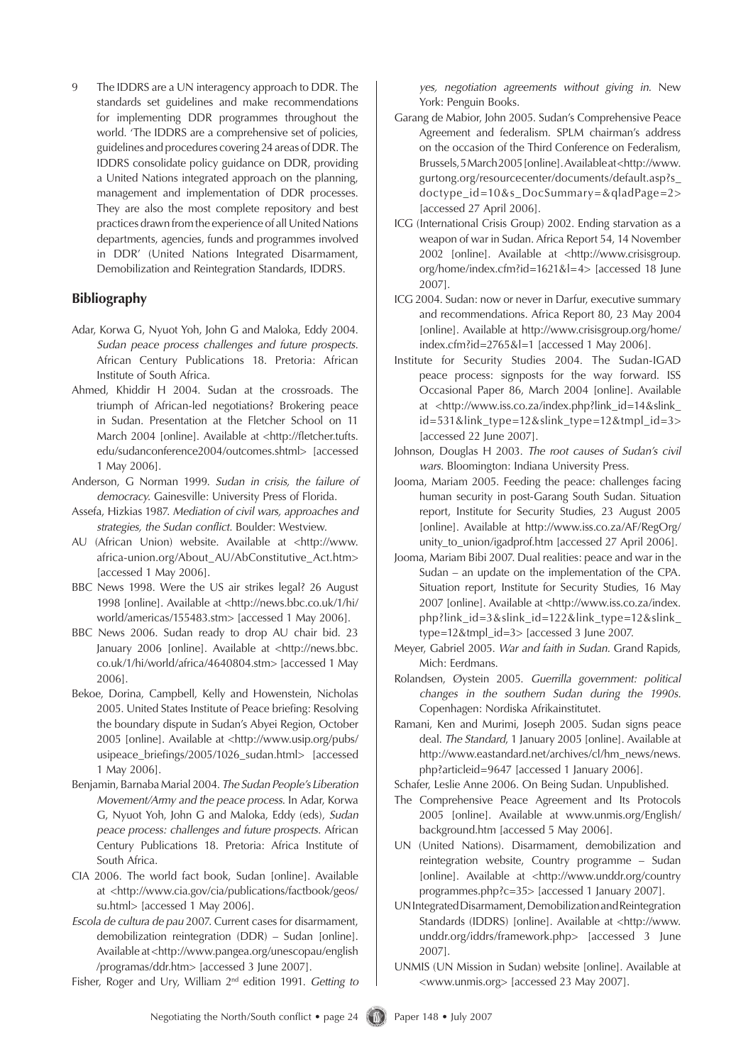9 The IDDRS are a UN interagency approach to DDR. The standards set guidelines and make recommendations for implementing DDR programmes throughout the world. 'The IDDRS are a comprehensive set of policies, guidelines and procedures covering 24 areas of DDR. The IDDRS consolidate policy guidance on DDR, providing a United Nations integrated approach on the planning, management and implementation of DDR processes. They are also the most complete repository and best practices drawn from the experience of all United Nations departments, agencies, funds and programmes involved in DDR' (United Nations Integrated Disarmament, Demobilization and Reintegration Standards, IDDRS.

## Bibliography

Adar, Korwa G, Nyuot Yoh, John G and Maloka, Eddy 2004. *Sudan peace process challenges and future prospects.* African Century Publications 18. Pretoria: African Institute of South Africa.

Ahmed, Khiddir H 2004. Sudan at the crossroads. The triumph of African-led negotiations? Brokering peace in Sudan. Presentation at the Fletcher School on 11 March 2004 [online]. Available at <http://fletcher.tufts.edu/sudanconference2004/outcomes.shtml> [accessed 1 May 2006].

Anderson, G Norman 1999. *Sudan in crisis, the failure of democracy.* Gainesville: University Press of Florida.

Assefa, Hizkias 1987. *Mediation of civil wars, approaches and strategies, the Sudan conflict.* Boulder: Westview.

AU (African Union) website. Available at <http://www.africa-union.org/About_AU/AbConstitutive_Act.htm> [accessed 1 May 2006].

BBC News 1998. Were the US air strikes legal? 26 August 1998 [online]. Available at <http://news.bbc.co.uk/1/hi/world/americas/155483.stm> [accessed 1 May 2006].

BBC News 2006. Sudan ready to drop AU chair bid. 23 January 2006 [online]. Available at <http://news.bbc.co.uk/1/hi/world/africa/4640804.stm> [accessed 1 May 2006].

Bekoe, Dorina, Campbell, Kelly and Howenstein, Nicholas 2005. United States Institute of Peace briefing: Resolving the boundary dispute in Sudan's Abyei Region, October 2005 [online]. Available at <http://www.usip.org/pubs/usipeace_briefings/2005/1026_sudan.html> [accessed 1 May 2006].

Benjamin, Barnaba Marial 2004. *The Sudan People's Liberation Movement/Army and the peace process.* In Adar, Korwa G, Nyuot Yoh, John G and Maloka, Eddy (eds), *Sudan peace process: challenges and future prospects.* African Century Publications 18. Pretoria: Africa Institute of South Africa.

CIA 2006. The world fact book, Sudan [online]. Available at <http://www.cia.gov/cia/publications/factbook/geos/su.html> [accessed 1 May 2006].

*Escola de cultura de pau* 2007. Current cases for disarmament, demobilization reintegration (DDR) – Sudan [online]. Available at <http://www.pangea.org/unescopau/english/programas/ddr.htm> [accessed 3 June 2007].

Fisher, Roger and Ury, William 2nd edition 1991. *Getting to yes, negotiation agreements without giving in.* New York: Penguin Books.

Garang de Mabior, John 2005. Sudan's Comprehensive Peace Agreement and federalism. SPLM chairman's address on the occasion of the Third Conference on Federalism, Brussels, 5 March 2005 [online]. Available at <http://www.gurtong.org/resourcecenter/documents/default.asp?s_doctype_id=10&s_DocSummary=&qladPage=2> [accessed 27 April 2006].

ICG (International Crisis Group) 2002. Ending starvation as a weapon of war in Sudan. Africa Report 54, 14 November 2002 [online]. Available at <http://www.crisisgroup.org/home/index.cfm?id=1621&l=4> [accessed 18 June 2007].

ICG 2004. Sudan: now or never in Darfur, executive summary and recommendations. Africa Report 80, 23 May 2004 [online]. Available at http://www.crisisgroup.org/home/index.cfm?id=2765&l=1 [accessed 1 May 2006].

Institute for Security Studies 2004. The Sudan-IGAD peace process: signposts for the way forward. ISS Occasional Paper 86, March 2004 [online]. Available at <http://www.iss.co.za/index.php?link_id=14&slink_id=531&link_type=12&slink_type=12&tmpl_id=3> [accessed 22 June 2007].

Johnson, Douglas H 2003. *The root causes of Sudan's civil wars.* Bloomington: Indiana University Press.

Jooma, Mariam 2005. Feeding the peace: challenges facing human security in post-Garang South Sudan. Situation report, Institute for Security Studies, 23 August 2005 [online]. Available at http://www.iss.co.za/AF/RegOrg/unity_to_union/igadprof.htm [accessed 27 April 2006].

Jooma, Mariam Bibi 2007. Dual realities: peace and war in the Sudan – an update on the implementation of the CPA. Situation report, Institute for Security Studies, 16 May 2007 [online]. Available at <http://www.iss.co.za/index.php?link_id=3&slink_id=122&link_type=12&slink_type=12&tmpl_id=3> [accessed 3 June 2007.

Meyer, Gabriel 2005. *War and faith in Sudan.* Grand Rapids, Mich: Eerdmans.

Rolandsen, Øystein 2005. *Guerrilla government: political changes in the southern Sudan during the 1990s.* Copenhagen: Nordiska Afrikainstitutet.

Ramani, Ken and Murimi, Joseph 2005. Sudan signs peace deal. *The Standard*, 1 January 2005 [online]. Available at http://www.eastandard.net/archives/cl/hm_news/news.php?articleid=9647 [accessed 1 January 2006].

Schafer, Leslie Anne 2006. On Being Sudan. Unpublished.

The Comprehensive Peace Agreement and Its Protocols 2005 [online]. Available at www.unmis.org/English/background.htm [accessed 5 May 2006].

UN (United Nations). Disarmament, demobilization and reintegration website, Country programme – Sudan [online]. Available at <http://www.unddr.org/country programmes.php?c=35> [accessed 1 January 2007].

UN Integrated Disarmament, Demobilization and Reintegration Standards (IDDRS) [online]. Available at <http://www.unddr.org/iddrs/framework.php> [accessed 3 June 2007].

UNMIS (UN Mission in Sudan) website [online]. Available at <www.unmis.org> [accessed 23 May 2007].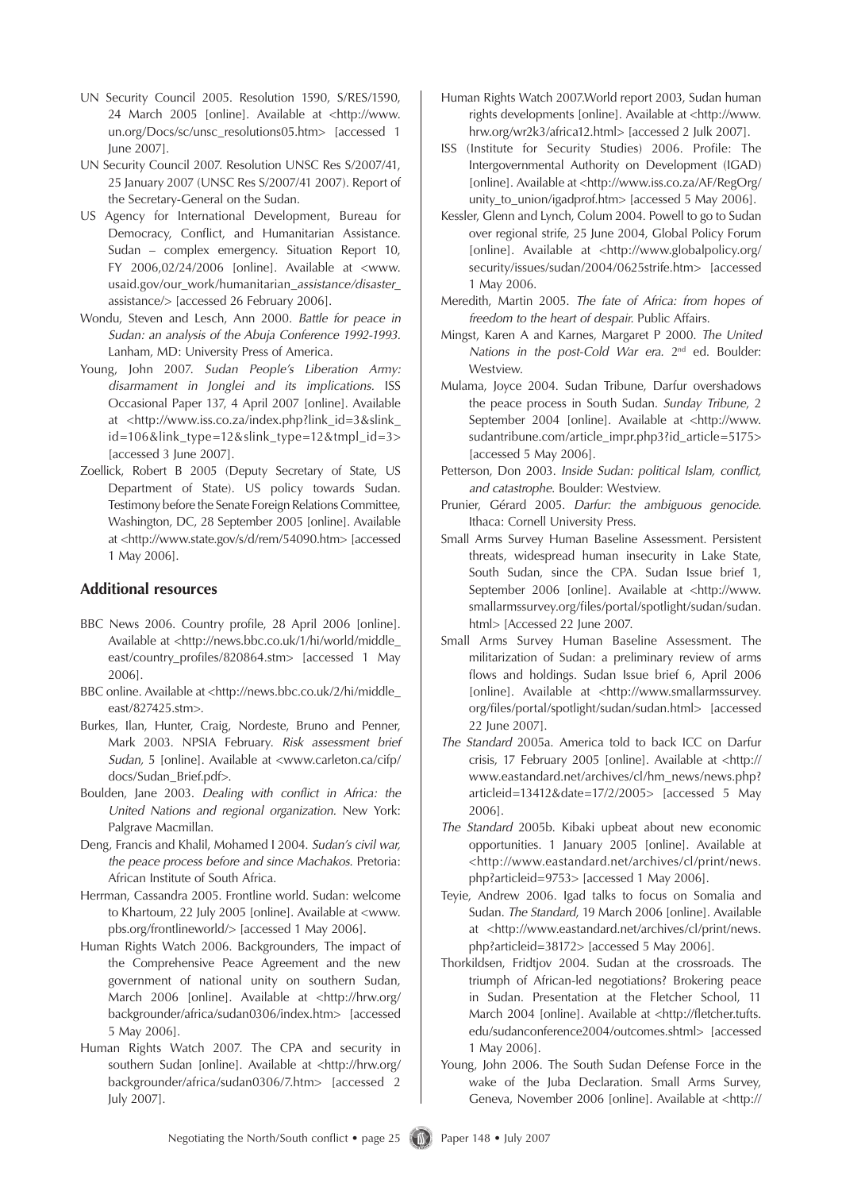UN Security Council 2005. Resolution 1590, S/RES/1590, 24 March 2005 [online]. Available at <http://www.un.org/Docs/sc/unsc_resolutions05.htm> [accessed 1 June 2007].

UN Security Council 2007. Resolution UNSC Res S/2007/41, 25 January 2007 (UNSC Res S/2007/41 2007). Report of the Secretary-General on the Sudan.

US Agency for International Development, Bureau for Democracy, Conflict, and Humanitarian Assistance. Sudan – complex emergency. Situation Report 10, FY 2006,02/24/2006 [online]. Available at <www.usaid.gov/our_work/humanitarian_assistance/disaster_assistance/> [accessed 26 February 2006].

Wondu, Steven and Lesch, Ann 2000. *Battle for peace in Sudan: an analysis of the Abuja Conference 1992-1993*. Lanham, MD: University Press of America.

Young, John 2007. *Sudan People's Liberation Army: disarmament in Jonglei and its implications*. ISS Occasional Paper 137, 4 April 2007 [online]. Available at <http://www.iss.co.za/index.php?link_id=3&slink_id=106&link_type=12&slink_type=12&tmpl_id=3> [accessed 3 June 2007].

Zoellick, Robert B 2005 (Deputy Secretary of State, US Department of State). US policy towards Sudan. Testimony before the Senate Foreign Relations Committee, Washington, DC, 28 September 2005 [online]. Available at <http://www.state.gov/s/d/rem/54090.htm> [accessed 1 May 2006].

## Additional resources

BBC News 2006. Country profile, 28 April 2006 [online]. Available at <http://news.bbc.co.uk/1/hi/world/middle_east/country_profiles/820864.stm> [accessed 1 May 2006].

BBC online. Available at <http://news.bbc.co.uk/2/hi/middle_east/827425.stm>.

Burkes, Ilan, Hunter, Craig, Nordeste, Bruno and Penner, Mark 2003. NPSIA February. *Risk assessment brief Sudan*, 5 [online]. Available at <www.carleton.ca/cifp/docs/Sudan_Brief.pdf>.

Boulden, Jane 2003. *Dealing with conflict in Africa: the United Nations and regional organization*. New York: Palgrave Macmillan.

Deng, Francis and Khalil, Mohamed I 2004. *Sudan's civil war, the peace process before and since Machakos*. Pretoria: African Institute of South Africa.

Herrman, Cassandra 2005. Frontline world. Sudan: welcome to Khartoum, 22 July 2005 [online]. Available at <www.pbs.org/frontlineworld/> [accessed 1 May 2006].

Human Rights Watch 2006. Backgrounders, The impact of the Comprehensive Peace Agreement and the new government of national unity on southern Sudan, March 2006 [online]. Available at <http://hrw.org/backgrounder/africa/sudan0306/index.htm> [accessed 5 May 2006].

Human Rights Watch 2007. The CPA and security in southern Sudan [online]. Available at <http://hrw.org/backgrounder/africa/sudan0306/7.htm> [accessed 2 July 2007].

Human Rights Watch 2007.World report 2003, Sudan human rights developments [online]. Available at <http://www.hrw.org/wr2k3/africa12.html> [accessed 2 Julk 2007].

ISS (Institute for Security Studies) 2006. Profile: The Intergovernmental Authority on Development (IGAD) [online]. Available at <http://www.iss.co.za/AF/RegOrg/unity_to_union/igadprof.htm> [accessed 5 May 2006].

Kessler, Glenn and Lynch, Colum 2004. Powell to go to Sudan over regional strife, 25 June 2004, Global Policy Forum [online]. Available at <http://www.globalpolicy.org/security/issues/sudan/2004/0625strife.htm> [accessed 1 May 2006.

Meredith, Martin 2005. *The fate of Africa: from hopes of freedom to the heart of despair*. Public Affairs.

Mingst, Karen A and Karnes, Margaret P 2000. *The United Nations in the post-Cold War era*. 2nd ed. Boulder: Westview.

Mulama, Joyce 2004. Sudan Tribune, Darfur overshadows the peace process in South Sudan. *Sunday Tribune*, 2 September 2004 [online]. Available at <http://www.sudantribune.com/article_impr.php3?id_article=5175> [accessed 5 May 2006].

Petterson, Don 2003. *Inside Sudan: political Islam, conflict, and catastrophe*. Boulder: Westview.

Prunier, Gérard 2005. *Darfur: the ambiguous genocide*. Ithaca: Cornell University Press.

Small Arms Survey Human Baseline Assessment. Persistent threats, widespread human insecurity in Lake State, South Sudan, since the CPA. Sudan Issue brief 1, September 2006 [online]. Available at <http://www.smallarmssurvey.org/files/portal/spotlight/sudan/sudan.html> [Accessed 22 June 2007.

Small Arms Survey Human Baseline Assessment. The militarization of Sudan: a preliminary review of arms flows and holdings. Sudan Issue brief 6, April 2006 [online]. Available at <http://www.smallarmssurvey.org/files/portal/spotlight/sudan/sudan.html> [accessed 22 June 2007].

*The Standard* 2005a. America told to back ICC on Darfur crisis, 17 February 2005 [online]. Available at <http://www.eastandard.net/archives/cl/hm_news/news.php?articleid=13412&date=17/2/2005> [accessed 5 May 2006].

*The Standard* 2005b. Kibaki upbeat about new economic opportunities. 1 January 2005 [online]. Available at <http://www.eastandard.net/archives/cl/print/news.php?articleid=9753> [accessed 1 May 2006].

Teyie, Andrew 2006. Igad talks to focus on Somalia and Sudan. *The Standard*, 19 March 2006 [online]. Available at <http://www.eastandard.net/archives/cl/print/news.php?articleid=38172> [accessed 5 May 2006].

Thorkildsen, Fridtjov 2004. Sudan at the crossroads. The triumph of African-led negotiations? Brokering peace in Sudan. Presentation at the Fletcher School, 11 March 2004 [online]. Available at <http://fletcher.tufts.edu/sudanconference2004/outcomes.shtml> [accessed 1 May 2006].

Young, John 2006. The South Sudan Defense Force in the wake of the Juba Declaration. Small Arms Survey, Geneva, November 2006 [online]. Available at <http://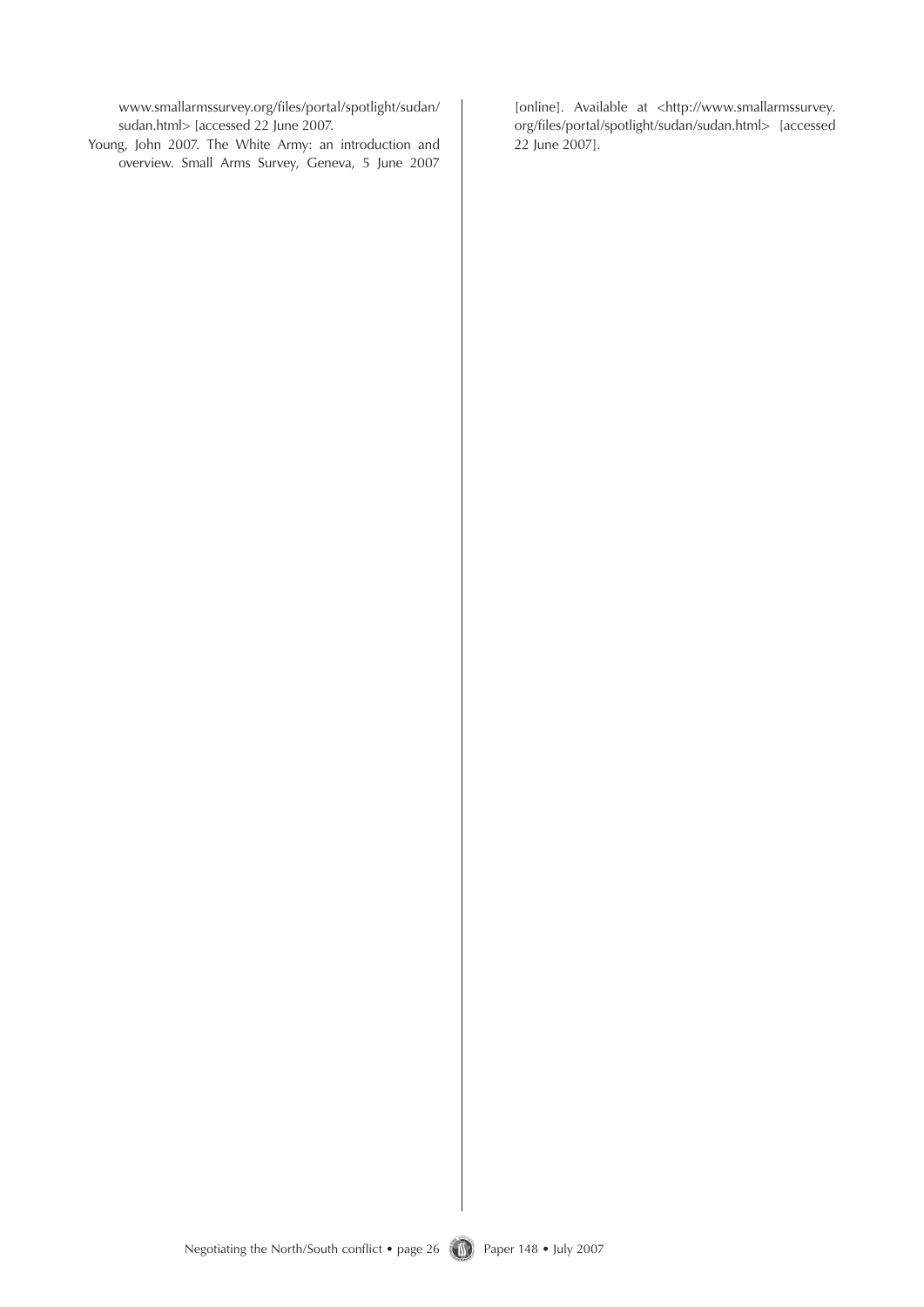www.smallarmssurvey.org/files/portal/spotlight/sudan/sudan.html> [accessed 22 June 2007.

Young, John 2007. The White Army: an introduction and overview. Small Arms Survey, Geneva, 5 June 2007 [online]. Available at <http://www.smallarmssurvey.org/files/portal/spotlight/sudan/sudan.html> [accessed 22 June 2007].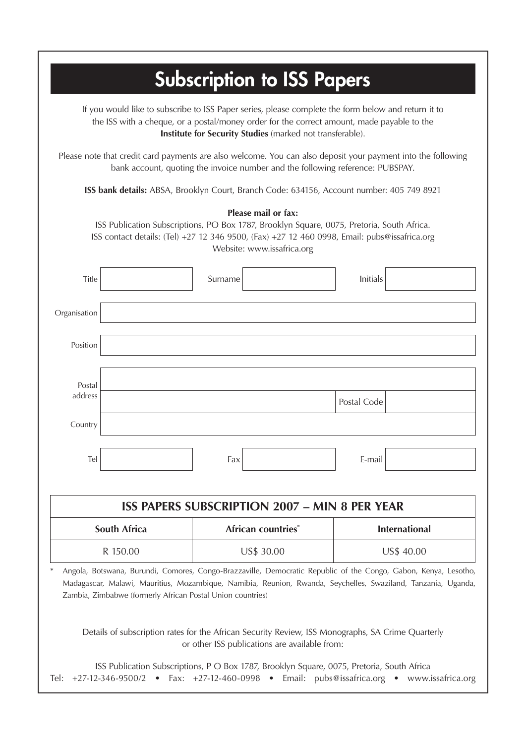# Subscription to ISS Papers

If you would like to subscribe to ISS Paper series, please complete the form below and return it to the ISS with a cheque, or a postal/money order for the correct amount, made payable to the **Institute for Security Studies** (marked not transferable).

Please note that credit card payments are also welcome. You can also deposit your payment into the following bank account, quoting the invoice number and the following reference: PUBSPAY.

**ISS bank details:** ABSA, Brooklyn Court, Branch Code: 634156, Account number: 405 749 8921

**Please mail or fax:**
ISS Publication Subscriptions, PO Box 1787, Brooklyn Square, 0075, Pretoria, South Africa.
ISS contact details: (Tel) +27 12 346 9500, (Fax) +27 12 460 0998, Email: pubs@issafrica.org
Website: www.issafrica.org

| | | | | | |
|---|---|---|---|---|---|
| Title | | Surname | | Initials | |
| Organisation | | | | | |
| Position | | | | | |
| Postal address | | | | | |
| | | | | Postal Code | |
| Country | | | | | |
| Tel | | Fax | | E-mail | |

| ISS PAPERS SUBSCRIPTION 2007 – MIN 8 PER YEAR | | |
|---|---|---|
| **South Africa** | **African countries*** | **International** |
| R 150.00 | US$ 30.00 | US$ 40.00 |

\* Angola, Botswana, Burundi, Comores, Congo-Brazzaville, Democratic Republic of the Congo, Gabon, Kenya, Lesotho, Madagascar, Malawi, Mauritius, Mozambique, Namibia, Reunion, Rwanda, Seychelles, Swaziland, Tanzania, Uganda, Zambia, Zimbabwe (formerly African Postal Union countries)

Details of subscription rates for the African Security Review, ISS Monographs, SA Crime Quarterly or other ISS publications are available from:

ISS Publication Subscriptions, P O Box 1787, Brooklyn Square, 0075, Pretoria, South Africa
Tel: +27-12-346-9500/2 • Fax: +27-12-460-0998 • Email: pubs@issafrica.org • www.issafrica.org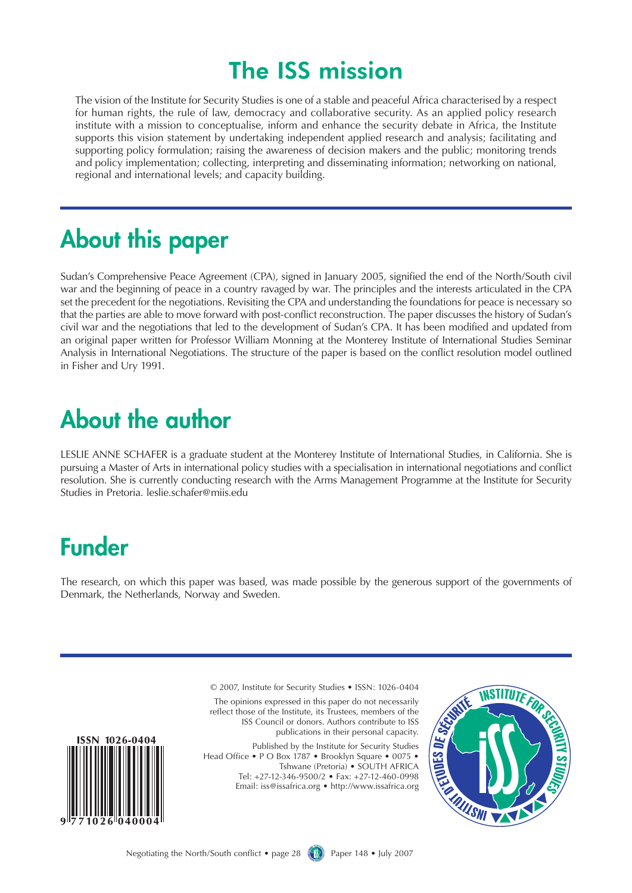# The ISS mission

The vision of the Institute for Security Studies is one of a stable and peaceful Africa characterised by a respect for human rights, the rule of law, democracy and collaborative security. As an applied policy research institute with a mission to conceptualise, inform and enhance the security debate in Africa, the Institute supports this vision statement by undertaking independent applied research and analysis; facilitating and supporting policy formulation; raising the awareness of decision makers and the public; monitoring trends and policy implementation; collecting, interpreting and disseminating information; networking on national, regional and international levels; and capacity building.

## About this paper

Sudan's Comprehensive Peace Agreement (CPA), signed in January 2005, signified the end of the North/South civil war and the beginning of peace in a country ravaged by war. The principles and the interests articulated in the CPA set the precedent for the negotiations. Revisiting the CPA and understanding the foundations for peace is necessary so that the parties are able to move forward with post-conflict reconstruction. The paper discusses the history of Sudan's civil war and the negotiations that led to the development of Sudan's CPA. It has been modified and updated from an original paper written for Professor William Monning at the Monterey Institute of International Studies Seminar Analysis in International Negotiations. The structure of the paper is based on the conflict resolution model outlined in Fisher and Ury 1991.

## About the author

LESLIE ANNE SCHAFER is a graduate student at the Monterey Institute of International Studies, in California. She is pursuing a Master of Arts in international policy studies with a specialisation in international negotiations and conflict resolution. She is currently conducting research with the Arms Management Programme at the Institute for Security Studies in Pretoria. leslie.schafer@miis.edu

## Funder

The research, on which this paper was based, was made possible by the generous support of the governments of Denmark, the Netherlands, Norway and Sweden.

© 2007, Institute for Security Studies • ISSN: 1026-0404

The opinions expressed in this paper do not necessarily reflect those of the Institute, its Trustees, members of the ISS Council or donors. Authors contribute to ISS publications in their personal capacity.

Published by the Institute for Security Studies
Head Office • P O Box 1787 • Brooklyn Square • 0075 •
Tshwane (Pretoria) • SOUTH AFRICA
Tel: +27-12-346-9500/2 • Fax: +27-12-460-0998
Email: iss@issafrica.org • http://www.issafrica.org

ISSN 1026-0404